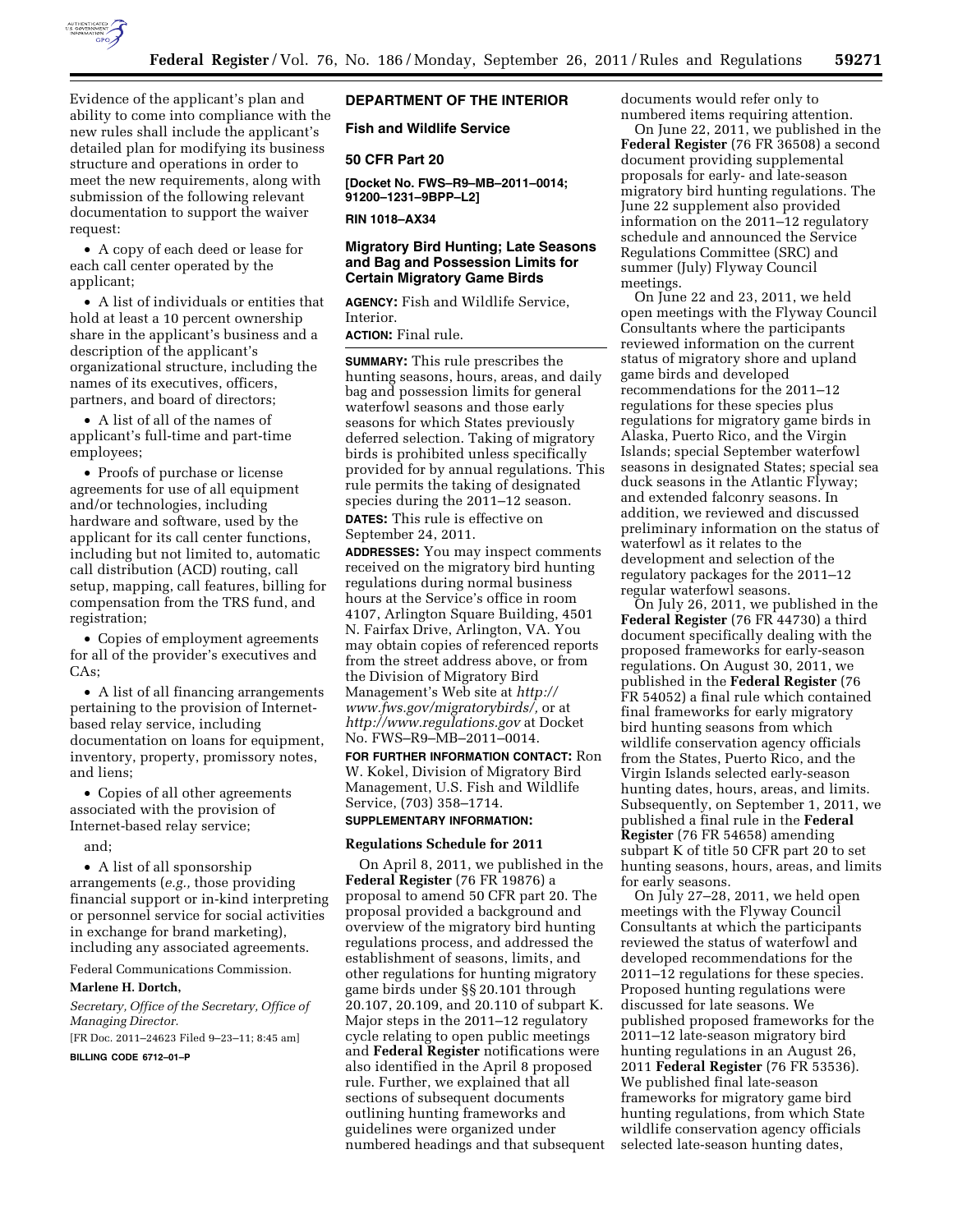Evidence of the applicant's plan and ability to come into compliance with the new rules shall include the applicant's detailed plan for modifying its business structure and operations in order to meet the new requirements, along with submission of the following relevant documentation to support the waiver request:

- A copy of each deed or lease for each call center operated by the applicant;
- A list of individuals or entities that hold at least a 10 percent ownership share in the applicant's business and a description of the applicant's organizational structure, including the names of its executives, officers, partners, and board of directors;
- A list of all of the names of applicant's full-time and part-time employees;
- Proofs of purchase or license agreements for use of all equipment and/or technologies, including hardware and software, used by the applicant for its call center functions, including but not limited to, automatic call distribution (ACD) routing, call setup, mapping, call features, billing for compensation from the TRS fund, and registration;
- Copies of employment agreements for all of the provider's executives and CAs;
- A list of all financing arrangements pertaining to the provision of Internet-based relay service, including documentation on loans for equipment, inventory, property, promissory notes, and liens;
- Copies of all other agreements associated with the provision of Internet-based relay service;

and;

- A list of all sponsorship arrangements (*e.g.,* those providing financial support or in-kind interpreting or personnel service for social activities in exchange for brand marketing), including any associated agreements.

Federal Communications Commission.

**Marlene H. Dortch,**

*Secretary, Office of the Secretary, Office of Managing Director.*

[FR Doc. 2011–24623 Filed 9–23–11; 8:45 am]

**BILLING CODE 6712–01–P**

## DEPARTMENT OF THE INTERIOR

## Fish and Wildlife Service

## 50 CFR Part 20

**[Docket No. FWS–R9–MB–2011–0014; 91200–1231–9BPP–L2]**

**RIN 1018–AX34**

## Migratory Bird Hunting; Late Seasons and Bag and Possession Limits for Certain Migratory Game Birds

**AGENCY:** Fish and Wildlife Service, Interior.

**ACTION:** Final rule.

**SUMMARY:** This rule prescribes the hunting seasons, hours, areas, and daily bag and possession limits for general waterfowl seasons and those early seasons for which States previously deferred selection. Taking of migratory birds is prohibited unless specifically provided for by annual regulations. This rule permits the taking of designated species during the 2011–12 season.

**DATES:** This rule is effective on September 24, 2011.

**ADDRESSES:** You may inspect comments received on the migratory bird hunting regulations during normal business hours at the Service's office in room 4107, Arlington Square Building, 4501 N. Fairfax Drive, Arlington, VA. You may obtain copies of referenced reports from the street address above, or from the Division of Migratory Bird Management's Web site at *http://www.fws.gov/migratorybirds/,* or at *http://www.regulations.gov* at Docket No. FWS–R9–MB–2011–0014.

**FOR FURTHER INFORMATION CONTACT:** Ron W. Kokel, Division of Migratory Bird Management, U.S. Fish and Wildlife Service, (703) 358–1714.

**SUPPLEMENTARY INFORMATION:**

### Regulations Schedule for 2011

On April 8, 2011, we published in the **Federal Register** (76 FR 19876) a proposal to amend 50 CFR part 20. The proposal provided a background and overview of the migratory bird hunting regulations process, and addressed the establishment of seasons, limits, and other regulations for hunting migratory game birds under §§ 20.101 through 20.107, 20.109, and 20.110 of subpart K. Major steps in the 2011–12 regulatory cycle relating to open public meetings and **Federal Register** notifications were also identified in the April 8 proposed rule. Further, we explained that all sections of subsequent documents outlining hunting frameworks and guidelines were organized under numbered headings and that subsequent documents would refer only to numbered items requiring attention.

On June 22, 2011, we published in the **Federal Register** (76 FR 36508) a second document providing supplemental proposals for early- and late-season migratory bird hunting regulations. The June 22 supplement also provided information on the 2011–12 regulatory schedule and announced the Service Regulations Committee (SRC) and summer (July) Flyway Council meetings.

On June 22 and 23, 2011, we held open meetings with the Flyway Council Consultants where the participants reviewed information on the current status of migratory shore and upland game birds and developed recommendations for the 2011–12 regulations for these species plus regulations for migratory game birds in Alaska, Puerto Rico, and the Virgin Islands; special September waterfowl seasons in designated States; special sea duck seasons in the Atlantic Flyway; and extended falconry seasons. In addition, we reviewed and discussed preliminary information on the status of waterfowl as it relates to the development and selection of the regulatory packages for the 2011–12 regular waterfowl seasons.

On July 26, 2011, we published in the **Federal Register** (76 FR 44730) a third document specifically dealing with the proposed frameworks for early-season regulations. On August 30, 2011, we published in the **Federal Register** (76 FR 54052) a final rule which contained final frameworks for early migratory bird hunting seasons from which wildlife conservation agency officials from the States, Puerto Rico, and the Virgin Islands selected early-season hunting dates, hours, areas, and limits. Subsequently, on September 1, 2011, we published a final rule in the **Federal Register** (76 FR 54658) amending subpart K of title 50 CFR part 20 to set hunting seasons, hours, areas, and limits for early seasons.

On July 27–28, 2011, we held open meetings with the Flyway Council Consultants at which the participants reviewed the status of waterfowl and developed recommendations for the 2011–12 regulations for these species. Proposed hunting regulations were discussed for late seasons. We published proposed frameworks for the 2011–12 late-season migratory bird hunting regulations in an August 26, 2011 **Federal Register** (76 FR 53536). We published final late-season frameworks for migratory game bird hunting regulations, from which State wildlife conservation agency officials selected late-season hunting dates,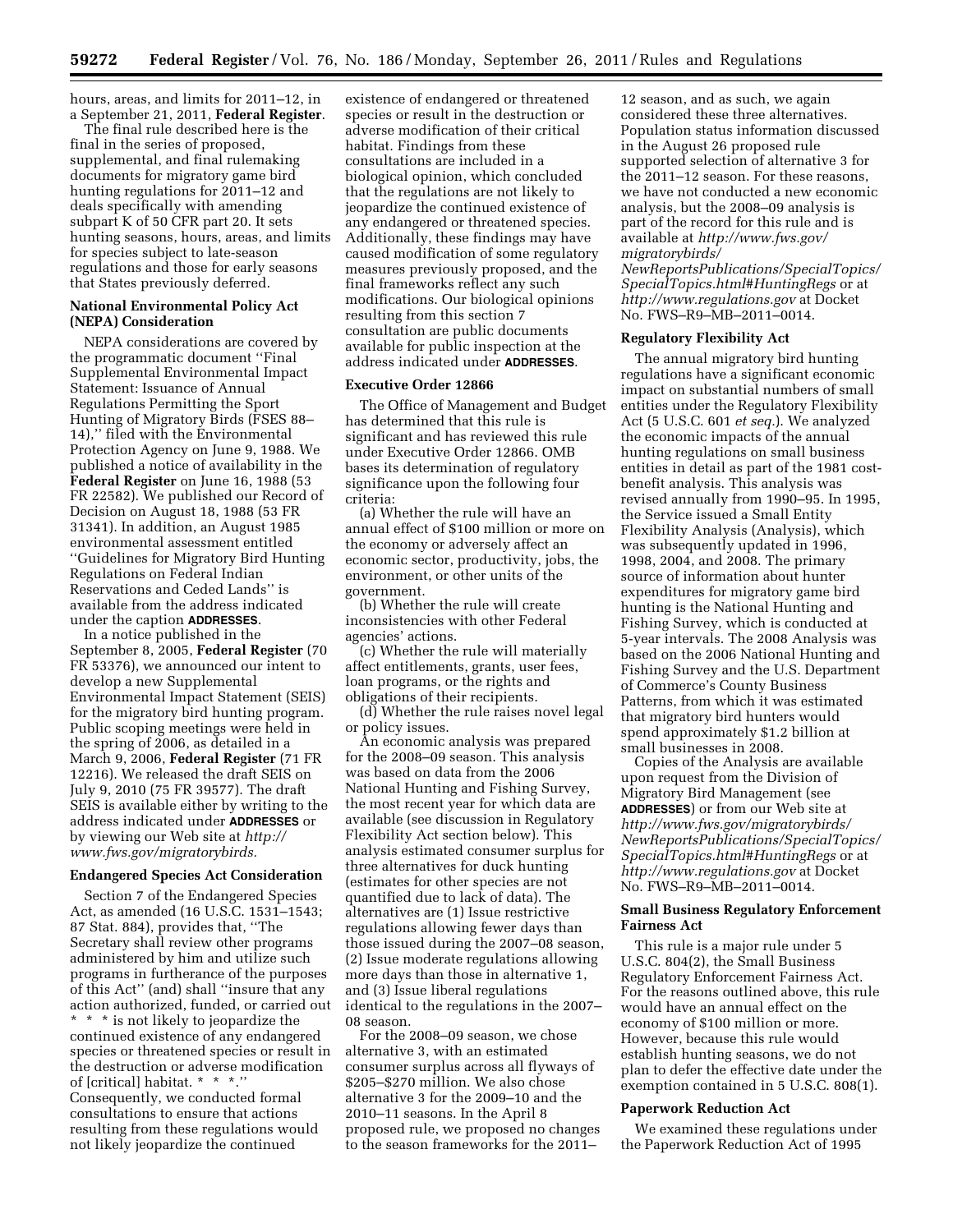hours, areas, and limits for 2011–12, in a September 21, 2011, **Federal Register**.

The final rule described here is the final in the series of proposed, supplemental, and final rulemaking documents for migratory game bird hunting regulations for 2011–12 and deals specifically with amending subpart K of 50 CFR part 20. It sets hunting seasons, hours, areas, and limits for species subject to late-season regulations and those for early seasons that States previously deferred.

**National Environmental Policy Act (NEPA) Consideration**

NEPA considerations are covered by the programmatic document ''Final Supplemental Environmental Impact Statement: Issuance of Annual Regulations Permitting the Sport Hunting of Migratory Birds (FSES 88–14),'' filed with the Environmental Protection Agency on June 9, 1988. We published a notice of availability in the **Federal Register** on June 16, 1988 (53 FR 22582). We published our Record of Decision on August 18, 1988 (53 FR 31341). In addition, an August 1985 environmental assessment entitled ''Guidelines for Migratory Bird Hunting Regulations on Federal Indian Reservations and Ceded Lands'' is available from the address indicated under the caption **ADDRESSES**.

In a notice published in the September 8, 2005, **Federal Register** (70 FR 53376), we announced our intent to develop a new Supplemental Environmental Impact Statement (SEIS) for the migratory bird hunting program. Public scoping meetings were held in the spring of 2006, as detailed in a March 9, 2006, **Federal Register** (71 FR 12216). We released the draft SEIS on July 9, 2010 (75 FR 39577). The draft SEIS is available either by writing to the address indicated under **ADDRESSES** or by viewing our Web site at *http://www.fws.gov/migratorybirds.*

**Endangered Species Act Consideration**

Section 7 of the Endangered Species Act, as amended (16 U.S.C. 1531–1543; 87 Stat. 884), provides that, ''The Secretary shall review other programs administered by him and utilize such programs in furtherance of the purposes of this Act'' (and) shall ''insure that any action authorized, funded, or carried out * * * is not likely to jeopardize the continued existence of any endangered species or threatened species or result in the destruction or adverse modification of [critical] habitat. * * *.'' Consequently, we conducted formal consultations to ensure that actions resulting from these regulations would not likely jeopardize the continued existence of endangered or threatened species or result in the destruction or adverse modification of their critical habitat. Findings from these consultations are included in a biological opinion, which concluded that the regulations are not likely to jeopardize the continued existence of any endangered or threatened species. Additionally, these findings may have caused modification of some regulatory measures previously proposed, and the final frameworks reflect any such modifications. Our biological opinions resulting from this section 7 consultation are public documents available for public inspection at the address indicated under **ADDRESSES**.

**Executive Order 12866**

The Office of Management and Budget has determined that this rule is significant and has reviewed this rule under Executive Order 12866. OMB bases its determination of regulatory significance upon the following four criteria:

(a) Whether the rule will have an annual effect of $100 million or more on the economy or adversely affect an economic sector, productivity, jobs, the environment, or other units of the government.

(b) Whether the rule will create inconsistencies with other Federal agencies' actions.

(c) Whether the rule will materially affect entitlements, grants, user fees, loan programs, or the rights and obligations of their recipients.

(d) Whether the rule raises novel legal or policy issues.

An economic analysis was prepared for the 2008–09 season. This analysis was based on data from the 2006 National Hunting and Fishing Survey, the most recent year for which data are available (see discussion in Regulatory Flexibility Act section below). This analysis estimated consumer surplus for three alternatives for duck hunting (estimates for other species are not quantified due to lack of data). The alternatives are (1) Issue restrictive regulations allowing fewer days than those issued during the 2007–08 season, (2) Issue moderate regulations allowing more days than those in alternative 1, and (3) Issue liberal regulations identical to the regulations in the 2007–08 season.

For the 2008–09 season, we chose alternative 3, with an estimated consumer surplus across all flyways of $205–$270 million. We also chose alternative 3 for the 2009–10 and the 2010–11 seasons. In the April 8 proposed rule, we proposed no changes to the season frameworks for the 2011–12 season, and as such, we again considered these three alternatives. Population status information discussed in the August 26 proposed rule supported selection of alternative 3 for the 2011–12 season. For these reasons, we have not conducted a new economic analysis, but the 2008–09 analysis is part of the record for this rule and is available at *http://www.fws.gov/migratorybirds/NewReportsPublications/SpecialTopics/SpecialTopics.html#HuntingRegs* or at *http://www.regulations.gov* at Docket No. FWS–R9–MB–2011–0014.

**Regulatory Flexibility Act**

The annual migratory bird hunting regulations have a significant economic impact on substantial numbers of small entities under the Regulatory Flexibility Act (5 U.S.C. 601 *et seq.*). We analyzed the economic impacts of the annual hunting regulations on small business entities in detail as part of the 1981 cost-benefit analysis. This analysis was revised annually from 1990–95. In 1995, the Service issued a Small Entity Flexibility Analysis (Analysis), which was subsequently updated in 1996, 1998, 2004, and 2008. The primary source of information about hunter expenditures for migratory game bird hunting is the National Hunting and Fishing Survey, which is conducted at 5-year intervals. The 2008 Analysis was based on the 2006 National Hunting and Fishing Survey and the U.S. Department of Commerce's County Business Patterns, from which it was estimated that migratory bird hunters would spend approximately $1.2 billion at small businesses in 2008.

Copies of the Analysis are available upon request from the Division of Migratory Bird Management (see **ADDRESSES**) or from our Web site at *http://www.fws.gov/migratorybirds/NewReportsPublications/SpecialTopics/SpecialTopics.html#HuntingRegs* or at *http://www.regulations.gov* at Docket No. FWS–R9–MB–2011–0014.

**Small Business Regulatory Enforcement Fairness Act**

This rule is a major rule under 5 U.S.C. 804(2), the Small Business Regulatory Enforcement Fairness Act. For the reasons outlined above, this rule would have an annual effect on the economy of $100 million or more. However, because this rule would establish hunting seasons, we do not plan to defer the effective date under the exemption contained in 5 U.S.C. 808(1).

**Paperwork Reduction Act**

We examined these regulations under the Paperwork Reduction Act of 1995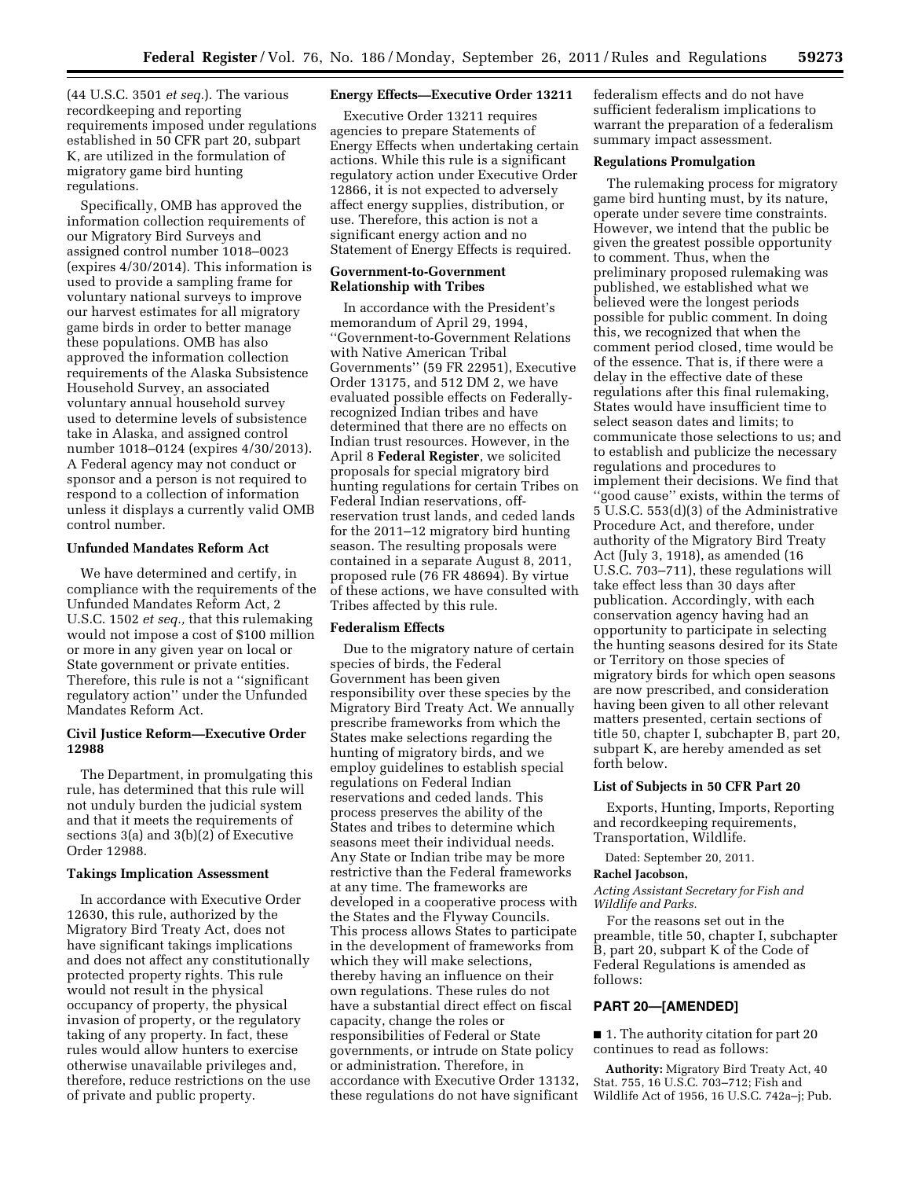(44 U.S.C. 3501 *et seq.*). The various recordkeeping and reporting requirements imposed under regulations established in 50 CFR part 20, subpart K, are utilized in the formulation of migratory game bird hunting regulations.

Specifically, OMB has approved the information collection requirements of our Migratory Bird Surveys and assigned control number 1018–0023 (expires 4/30/2014). This information is used to provide a sampling frame for voluntary national surveys to improve our harvest estimates for all migratory game birds in order to better manage these populations. OMB has also approved the information collection requirements of the Alaska Subsistence Household Survey, an associated voluntary annual household survey used to determine levels of subsistence take in Alaska, and assigned control number 1018–0124 (expires 4/30/2013). A Federal agency may not conduct or sponsor and a person is not required to respond to a collection of information unless it displays a currently valid OMB control number.

**Unfunded Mandates Reform Act**

We have determined and certify, in compliance with the requirements of the Unfunded Mandates Reform Act, 2 U.S.C. 1502 *et seq.,* that this rulemaking would not impose a cost of $100 million or more in any given year on local or State government or private entities. Therefore, this rule is not a ''significant regulatory action'' under the Unfunded Mandates Reform Act.

**Civil Justice Reform—Executive Order 12988**

The Department, in promulgating this rule, has determined that this rule will not unduly burden the judicial system and that it meets the requirements of sections 3(a) and 3(b)(2) of Executive Order 12988.

**Takings Implication Assessment**

In accordance with Executive Order 12630, this rule, authorized by the Migratory Bird Treaty Act, does not have significant takings implications and does not affect any constitutionally protected property rights. This rule would not result in the physical occupancy of property, the physical invasion of property, or the regulatory taking of any property. In fact, these rules would allow hunters to exercise otherwise unavailable privileges and, therefore, reduce restrictions on the use of private and public property.

**Energy Effects—Executive Order 13211**

Executive Order 13211 requires agencies to prepare Statements of Energy Effects when undertaking certain actions. While this rule is a significant regulatory action under Executive Order 12866, it is not expected to adversely affect energy supplies, distribution, or use. Therefore, this action is not a significant energy action and no Statement of Energy Effects is required.

**Government-to-Government Relationship with Tribes**

In accordance with the President's memorandum of April 29, 1994, ''Government-to-Government Relations with Native American Tribal Governments'' (59 FR 22951), Executive Order 13175, and 512 DM 2, we have evaluated possible effects on Federally-recognized Indian tribes and have determined that there are no effects on Indian trust resources. However, in the April 8 **Federal Register**, we solicited proposals for special migratory bird hunting regulations for certain Tribes on Federal Indian reservations, off-reservation trust lands, and ceded lands for the 2011–12 migratory bird hunting season. The resulting proposals were contained in a separate August 8, 2011, proposed rule (76 FR 48694). By virtue of these actions, we have consulted with Tribes affected by this rule.

**Federalism Effects**

Due to the migratory nature of certain species of birds, the Federal Government has been given responsibility over these species by the Migratory Bird Treaty Act. We annually prescribe frameworks from which the States make selections regarding the hunting of migratory birds, and we employ guidelines to establish special regulations on Federal Indian reservations and ceded lands. This process preserves the ability of the States and tribes to determine which seasons meet their individual needs. Any State or Indian tribe may be more restrictive than the Federal frameworks at any time. The frameworks are developed in a cooperative process with the States and the Flyway Councils. This process allows States to participate in the development of frameworks from which they will make selections, thereby having an influence on their own regulations. These rules do not have a substantial direct effect on fiscal capacity, change the roles or responsibilities of Federal or State governments, or intrude on State policy or administration. Therefore, in accordance with Executive Order 13132, these regulations do not have significant federalism effects and do not have sufficient federalism implications to warrant the preparation of a federalism summary impact assessment.

**Regulations Promulgation**

The rulemaking process for migratory game bird hunting must, by its nature, operate under severe time constraints. However, we intend that the public be given the greatest possible opportunity to comment. Thus, when the preliminary proposed rulemaking was published, we established what we believed were the longest periods possible for public comment. In doing this, we recognized that when the comment period closed, time would be of the essence. That is, if there were a delay in the effective date of these regulations after this final rulemaking, States would have insufficient time to select season dates and limits; to communicate those selections to us; and to establish and publicize the necessary regulations and procedures to implement their decisions. We find that ''good cause'' exists, within the terms of 5 U.S.C. 553(d)(3) of the Administrative Procedure Act, and therefore, under authority of the Migratory Bird Treaty Act (July 3, 1918), as amended (16 U.S.C. 703–711), these regulations will take effect less than 30 days after publication. Accordingly, with each conservation agency having had an opportunity to participate in selecting the hunting seasons desired for its State or Territory on those species of migratory birds for which open seasons are now prescribed, and consideration having been given to all other relevant matters presented, certain sections of title 50, chapter I, subchapter B, part 20, subpart K, are hereby amended as set forth below.

**List of Subjects in 50 CFR Part 20**

Exports, Hunting, Imports, Reporting and recordkeeping requirements, Transportation, Wildlife.

Dated: September 20, 2011.

**Rachel Jacobson,**

*Acting Assistant Secretary for Fish and Wildlife and Parks.*

For the reasons set out in the preamble, title 50, chapter I, subchapter B, part 20, subpart K of the Code of Federal Regulations is amended as follows:

## PART 20—[AMENDED]

■ 1. The authority citation for part 20 continues to read as follows:

**Authority:** Migratory Bird Treaty Act, 40 Stat. 755, 16 U.S.C. 703–712; Fish and Wildlife Act of 1956, 16 U.S.C. 742a–j; Pub.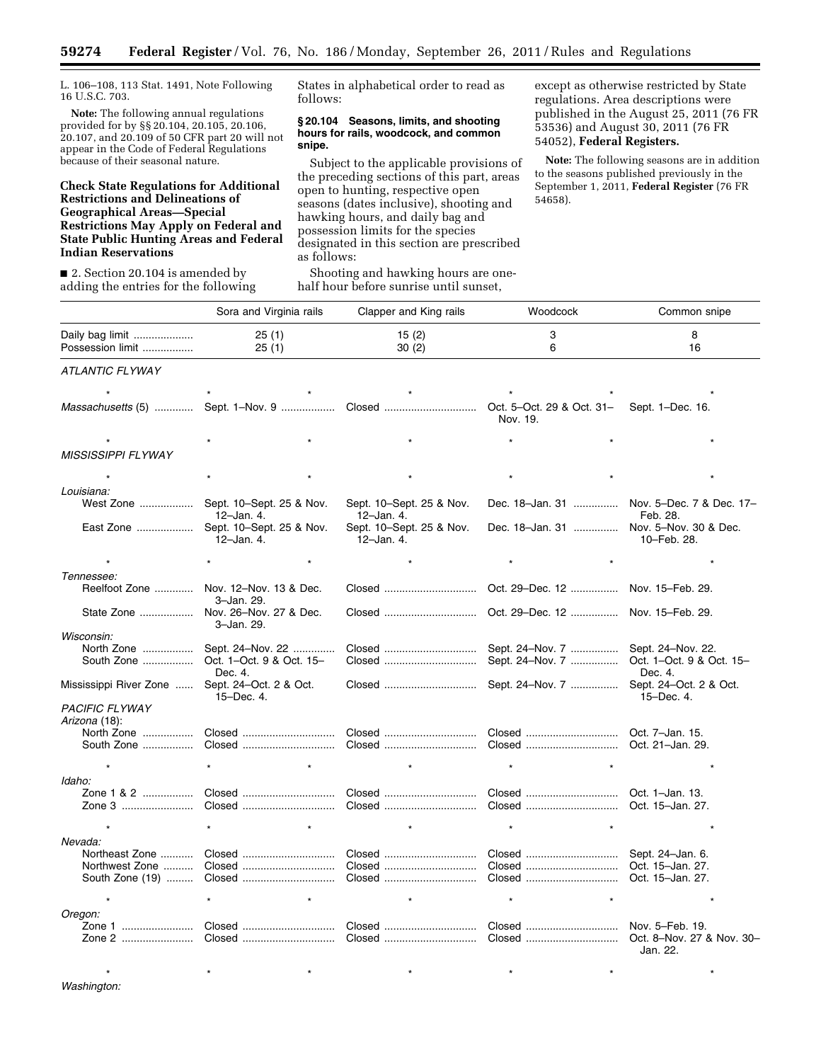L. 106–108, 113 Stat. 1491, Note Following 16 U.S.C. 703.

**Note:** The following annual regulations provided for by §§ 20.104, 20.105, 20.106, 20.107, and 20.109 of 50 CFR part 20 will not appear in the Code of Federal Regulations because of their seasonal nature.

**Check State Regulations for Additional Restrictions and Delineations of Geographical Areas—Special Restrictions May Apply on Federal and State Public Hunting Areas and Federal Indian Reservations**

■ 2. Section 20.104 is amended by adding the entries for the following States in alphabetical order to read as follows:

**§ 20.104 Seasons, limits, and shooting hours for rails, woodcock, and common snipe.**

Subject to the applicable provisions of the preceding sections of this part, areas open to hunting, respective open seasons (dates inclusive), shooting and hawking hours, and daily bag and possession limits for the species designated in this section are prescribed as follows:

Shooting and hawking hours are one-half hour before sunrise until sunset, except as otherwise restricted by State regulations. Area descriptions were published in the August 25, 2011 (76 FR 53536) and August 30, 2011 (76 FR 54052), **Federal Registers.**

**Note:** The following seasons are in addition to the seasons published previously in the September 1, 2011, **Federal Register** (76 FR 54658).

| | Sora and Virginia rails | Clapper and King rails | Woodcock | Common snipe |
|---|---|---|---|---|
| Daily bag limit | 25 (1) | 15 (2) | 3 | 8 |
| Possession limit | 25 (1) | 30 (2) | 6 | 16 |
| *ATLANTIC FLYWAY* | | | | |
| * * * | * | * | * | * |
| *Massachusetts* (5) | Sept. 1–Nov. 9 | Closed | Oct. 5–Oct. 29 & Oct. 31–Nov. 19. | Sept. 1–Dec. 16. |
| * * * | * | * | * | * |
| *MISSISSIPPI FLYWAY* | | | | |
| * * * | * | * | * | * |
| *Louisiana:* | | | | |
| West Zone | Sept. 10–Sept. 25 & Nov. 12–Jan. 4. | Sept. 10–Sept. 25 & Nov. 12–Jan. 4. | Dec. 18–Jan. 31 | Nov. 5–Dec. 7 & Dec. 17–Feb. 28. |
| East Zone | Sept. 10–Sept. 25 & Nov. 12–Jan. 4. | Sept. 10–Sept. 25 & Nov. 12–Jan. 4. | Dec. 18–Jan. 31 | Nov. 5–Nov. 30 & Dec. 10–Feb. 28. |
| * * * | * | * | * | * |
| *Tennessee:* | | | | |
| Reelfoot Zone | Nov. 12–Nov. 13 & Dec. 3–Jan. 29. | Closed | Oct. 29–Dec. 12 | Nov. 15–Feb. 29. |
| State Zone | Nov. 26–Nov. 27 & Dec. 3–Jan. 29. | Closed | Oct. 29–Dec. 12 | Nov. 15–Feb. 29. |
| *Wisconsin:* | | | | |
| North Zone | Sept. 24–Nov. 22 | Closed | Sept. 24–Nov. 7 | Sept. 24–Nov. 22. |
| South Zone | Oct. 1–Oct. 9 & Oct. 15–Dec. 4. | Closed | Sept. 24–Nov. 7 | Oct. 1–Oct. 9 & Oct. 15–Dec. 4. |
| Mississippi River Zone | Sept. 24–Oct. 2 & Oct. 15–Dec. 4. | Closed | Sept. 24–Nov. 7 | Sept. 24–Oct. 2 & Oct. 15–Dec. 4. |
| *PACIFIC FLYWAY* | | | | |
| *Arizona* (18): | | | | |
| North Zone | Closed | Closed | Closed | Oct. 7–Jan. 15. |
| South Zone | Closed | Closed | Closed | Oct. 21–Jan. 29. |
| * * * | * | * | * | * |
| *Idaho:* | | | | |
| Zone 1 & 2 | Closed | Closed | Closed | Oct. 1–Jan. 13. |
| Zone 3 | Closed | Closed | Closed | Oct. 15–Jan. 27. |
| * * * | * | * | * | * |
| *Nevada:* | | | | |
| Northeast Zone | Closed | Closed | Closed | Sept. 24–Jan. 6. |
| Northwest Zone | Closed | Closed | Closed | Oct. 15–Jan. 27. |
| South Zone (19) | Closed | Closed | Closed | Oct. 15–Jan. 27. |
| * * * | * | * | * | * |
| *Oregon:* | | | | |
| Zone 1 | Closed | Closed | Closed | Nov. 5–Feb. 19. |
| Zone 2 | Closed | Closed | Closed | Oct. 8–Nov. 27 & Nov. 30–Jan. 22. |
| * * * | * | * | * | * |
| *Washington:* | | | | |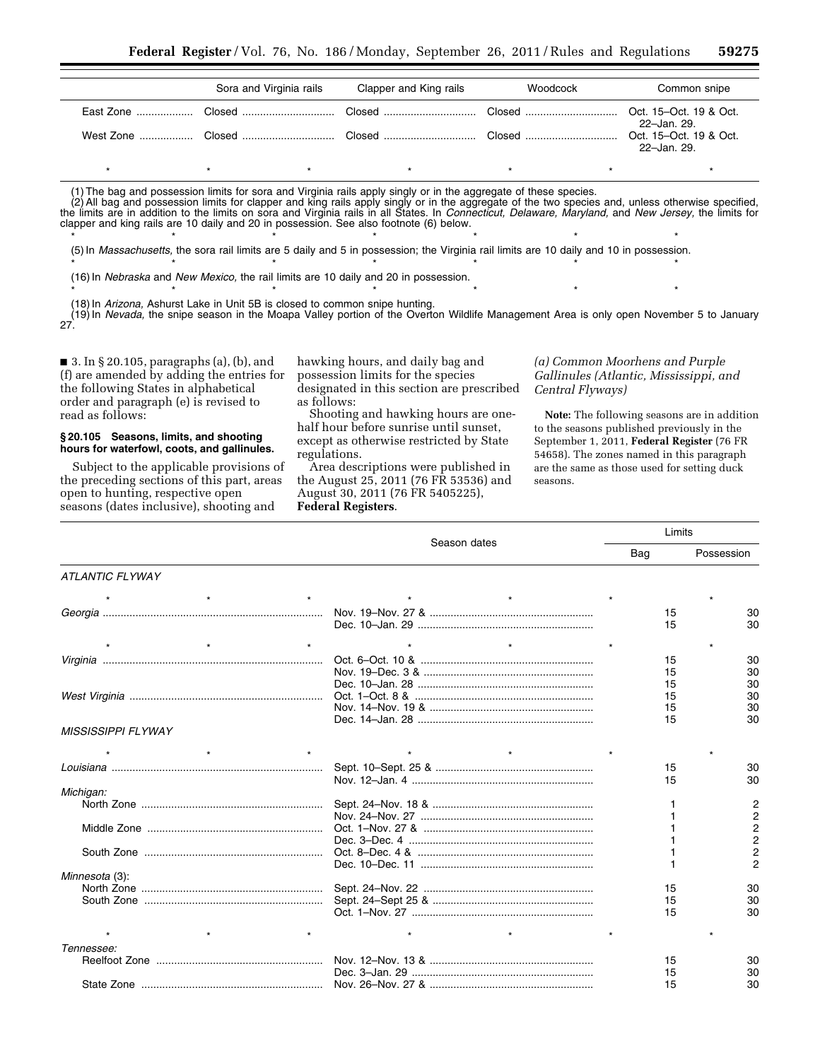| | Sora and Virginia rails | Clapper and King rails | Woodcock | Common snipe |
|---|---|---|---|---|
| East Zone | Closed | Closed | Closed | Oct. 15–Oct. 19 & Oct. 22–Jan. 29. |
| West Zone | Closed | Closed | Closed | Oct. 15–Oct. 19 & Oct. 22–Jan. 29. |
| * | * | * | * | * |

(1) The bag and possession limits for sora and Virginia rails apply singly or in the aggregate of these species.

(2) All bag and possession limits for clapper and king rails apply singly or in the aggregate of the two species and, unless otherwise specified, the limits are in addition to the limits on sora and Virginia rails in all States. In *Connecticut, Delaware, Maryland,* and *New Jersey,* the limits for clapper and king rails are 10 daily and 20 in possession. See also footnote (6) below.

\* \* \* \* \* \* \*

(5) In *Massachusetts,* the sora rail limits are 5 daily and 5 in possession; the Virginia rail limits are 10 daily and 10 in possession.

\* \* \* \* \* \* \*

(16) In *Nebraska* and *New Mexico,* the rail limits are 10 daily and 20 in possession.

\* \* \* \* \* \* \*

(18) In *Arizona,* Ashurst Lake in Unit 5B is closed to common snipe hunting.

(19) In *Nevada,* the snipe season in the Moapa Valley portion of the Overton Wildlife Management Area is only open November 5 to January 27.

■ 3. In § 20.105, paragraphs (a), (b), and (f) are amended by adding the entries for the following States in alphabetical order and paragraph (e) is revised to read as follows:

**§ 20.105 Seasons, limits, and shooting hours for waterfowl, coots, and gallinules.**

Subject to the applicable provisions of the preceding sections of this part, areas open to hunting, respective open seasons (dates inclusive), shooting and hawking hours, and daily bag and possession limits for the species designated in this section are prescribed as follows:

Shooting and hawking hours are one-half hour before sunrise until sunset, except as otherwise restricted by State regulations.

Area descriptions were published in the August 25, 2011 (76 FR 53536) and August 30, 2011 (76 FR 5405225), **Federal Registers**.

*(a) Common Moorhens and Purple Gallinules (Atlantic, Mississippi, and Central Flyways)*

**Note:** The following seasons are in addition to the seasons published previously in the September 1, 2011, **Federal Register** (76 FR 54658). The zones named in this paragraph are the same as those used for setting duck seasons.

| | Season dates | Limits | |
|---|---|---|---|
| | | Bag | Possession |
| *ATLANTIC FLYWAY* | | | |
| * * * | * * | * | * |
| *Georgia* | Nov. 19–Nov. 27 & | 15 | 30 |
| | Dec. 10–Jan. 29 | 15 | 30 |
| * * * | * * | * | * |
| *Virginia* | Oct. 6–Oct. 10 & | 15 | 30 |
| | Nov. 19–Dec. 3 & | 15 | 30 |
| | Dec. 10–Jan. 28 | 15 | 30 |
| *West Virginia* | Oct. 1–Oct. 8 & | 15 | 30 |
| | Nov. 14–Nov. 19 & | 15 | 30 |
| | Dec. 14–Jan. 28 | 15 | 30 |
| *MISSISSIPPI FLYWAY* | | | |
| * * * | * * | * | * |
| *Louisiana* | Sept. 10–Sept. 25 & | 15 | 30 |
| | Nov. 12–Jan. 4 | 15 | 30 |
| *Michigan:* | | | |
| North Zone | Sept. 24–Nov. 18 & | 1 | 2 |
| | Nov. 24–Nov. 27 | 1 | 2 |
| Middle Zone | Oct. 1–Nov. 27 & | 1 | 2 |
| | Dec. 3–Dec. 4 | 1 | 2 |
| South Zone | Oct. 8–Dec. 4 & | 1 | 2 |
| | Dec. 10–Dec. 11 | 1 | 2 |
| *Minnesota* (3): | | | |
| North Zone | Sept. 24–Nov. 22 | 15 | 30 |
| South Zone | Sept. 24–Sept 25 & | 15 | 30 |
| | Oct. 1–Nov. 27 | 15 | 30 |
| * * * | * * | * | * |
| *Tennessee:* | | | |
| Reelfoot Zone | Nov. 12–Nov. 13 & | 15 | 30 |
| | Dec. 3–Jan. 29 | 15 | 30 |
| State Zone | Nov. 26–Nov. 27 & | 15 | 30 |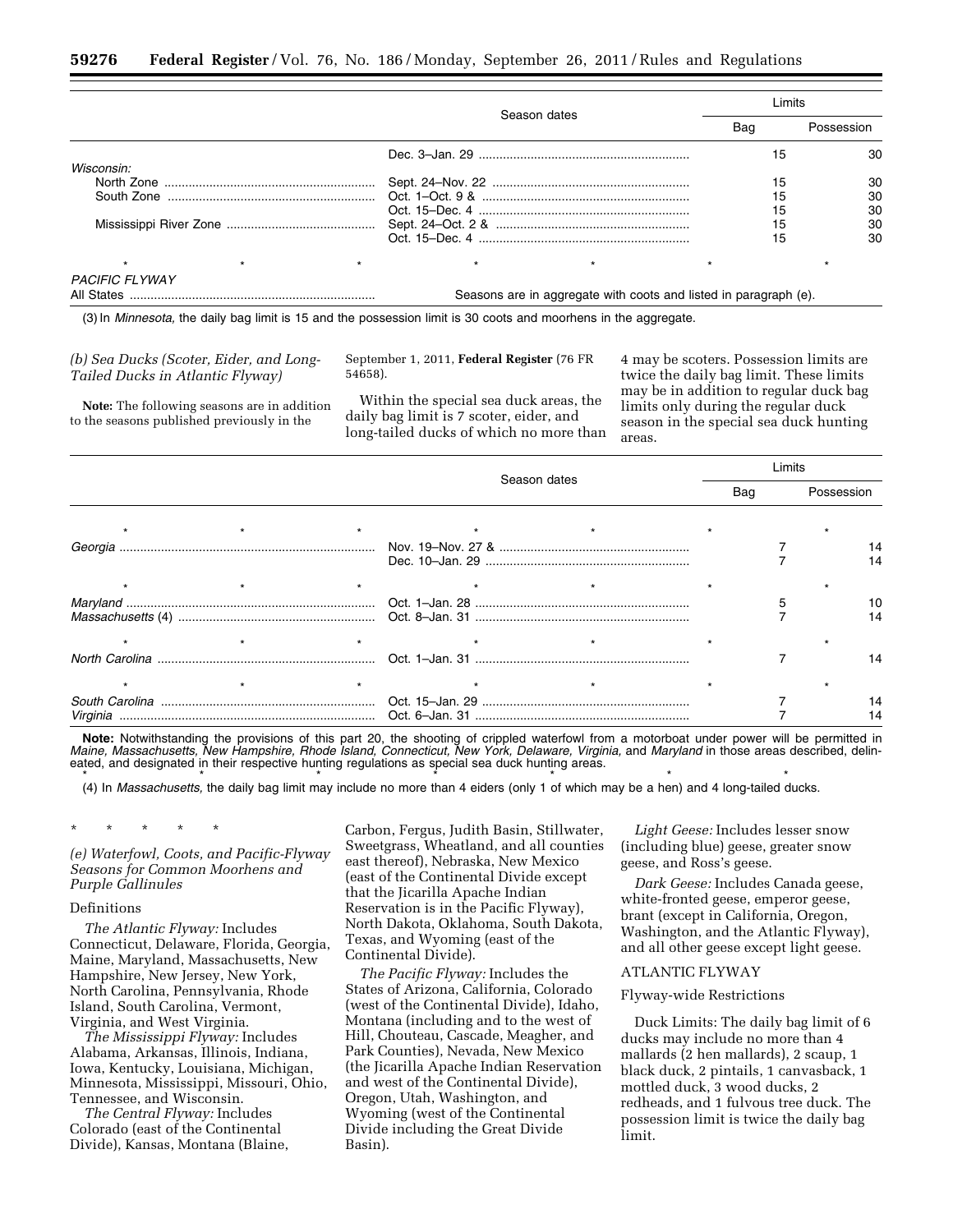| | Season dates | Limits | |
|---|---|---|---|
| | | Bag | Possession |
| | Dec. 3–Jan. 29 | 15 | 30 |
| *Wisconsin:* | | | |
| North Zone | Sept. 24–Nov. 22 | 15 | 30 |
| South Zone | Oct. 1–Oct. 9 & | 15 | 30 |
| | Oct. 15–Dec. 4 | 15 | 30 |
| Mississippi River Zone | Sept. 24–Oct. 2 & | 15 | 30 |
| | Oct. 15–Dec. 4 | 15 | 30 |
| * * * | * * | * | * |
| *PACIFIC FLYWAY* | | | |
| All States | Seasons are in aggregate with coots and listed in paragraph (e). | | |

(3) In *Minnesota,* the daily bag limit is 15 and the possession limit is 30 coots and moorhens in the aggregate.

*(b) Sea Ducks (Scoter, Eider, and Long-Tailed Ducks in Atlantic Flyway)*

**Note:** The following seasons are in addition to the seasons published previously in the September 1, 2011, **Federal Register** (76 FR 54658).

Within the special sea duck areas, the daily bag limit is 7 scoter, eider, and long-tailed ducks of which no more than 4 may be scoters. Possession limits are twice the daily bag limit. These limits may be in addition to regular duck bag limits only during the regular duck season in the special sea duck hunting areas.

| | Season dates | Limits | |
|---|---|---|---|
| | | Bag | Possession |
| * * * | * * | * | * |
| *Georgia* | Nov. 19–Nov. 27 & | 7 | 14 |
| | Dec. 10–Jan. 29 | 7 | 14 |
| * * * | * * | * | * |
| *Maryland* | Oct. 1–Jan. 28 | 5 | 10 |
| *Massachusetts* (4) | Oct. 8–Jan. 31 | 7 | 14 |
| * * * | * * | * | * |
| *North Carolina* | Oct. 1–Jan. 31 | 7 | 14 |
| * * * | * * | * | * |
| *South Carolina* | Oct. 15–Jan. 29 | 7 | 14 |
| *Virginia* | Oct. 6–Jan. 31 | 7 | 14 |

**Note:** Notwithstanding the provisions of this part 20, the shooting of crippled waterfowl from a motorboat under power will be permitted in *Maine, Massachusetts, New Hampshire, Rhode Island, Connecticut, New York, Delaware, Virginia,* and *Maryland* in those areas described, delineated, and designated in their respective hunting regulations as special sea duck hunting areas.

\* \* \* \* \* \* \*

(4) In *Massachusetts,* the daily bag limit may include no more than 4 eiders (only 1 of which may be a hen) and 4 long-tailed ducks.

\* \* \* \* \*

*(e) Waterfowl, Coots, and Pacific-Flyway Seasons for Common Moorhens and Purple Gallinules*

Definitions

*The Atlantic Flyway:* Includes Connecticut, Delaware, Florida, Georgia, Maine, Maryland, Massachusetts, New Hampshire, New Jersey, New York, North Carolina, Pennsylvania, Rhode Island, South Carolina, Vermont, Virginia, and West Virginia.

*The Mississippi Flyway:* Includes Alabama, Arkansas, Illinois, Indiana, Iowa, Kentucky, Louisiana, Michigan, Minnesota, Mississippi, Missouri, Ohio, Tennessee, and Wisconsin.

*The Central Flyway:* Includes Colorado (east of the Continental Divide), Kansas, Montana (Blaine, Carbon, Fergus, Judith Basin, Stillwater, Sweetgrass, Wheatland, and all counties east thereof), Nebraska, New Mexico (east of the Continental Divide except that the Jicarilla Apache Indian Reservation is in the Pacific Flyway), North Dakota, Oklahoma, South Dakota, Texas, and Wyoming (east of the Continental Divide).

*The Pacific Flyway:* Includes the States of Arizona, California, Colorado (west of the Continental Divide), Idaho, Montana (including and to the west of Hill, Chouteau, Cascade, Meagher, and Park Counties), Nevada, New Mexico (the Jicarilla Apache Indian Reservation and west of the Continental Divide), Oregon, Utah, Washington, and Wyoming (west of the Continental Divide including the Great Divide Basin).

*Light Geese:* Includes lesser snow (including blue) geese, greater snow geese, and Ross's geese.

*Dark Geese:* Includes Canada geese, white-fronted geese, emperor geese, brant (except in California, Oregon, Washington, and the Atlantic Flyway), and all other geese except light geese.

ATLANTIC FLYWAY

Flyway-wide Restrictions

Duck Limits: The daily bag limit of 6 ducks may include no more than 4 mallards (2 hen mallards), 2 scaup, 1 black duck, 2 pintails, 1 canvasback, 1 mottled duck, 3 wood ducks, 2 redheads, and 1 fulvous tree duck. The possession limit is twice the daily bag limit.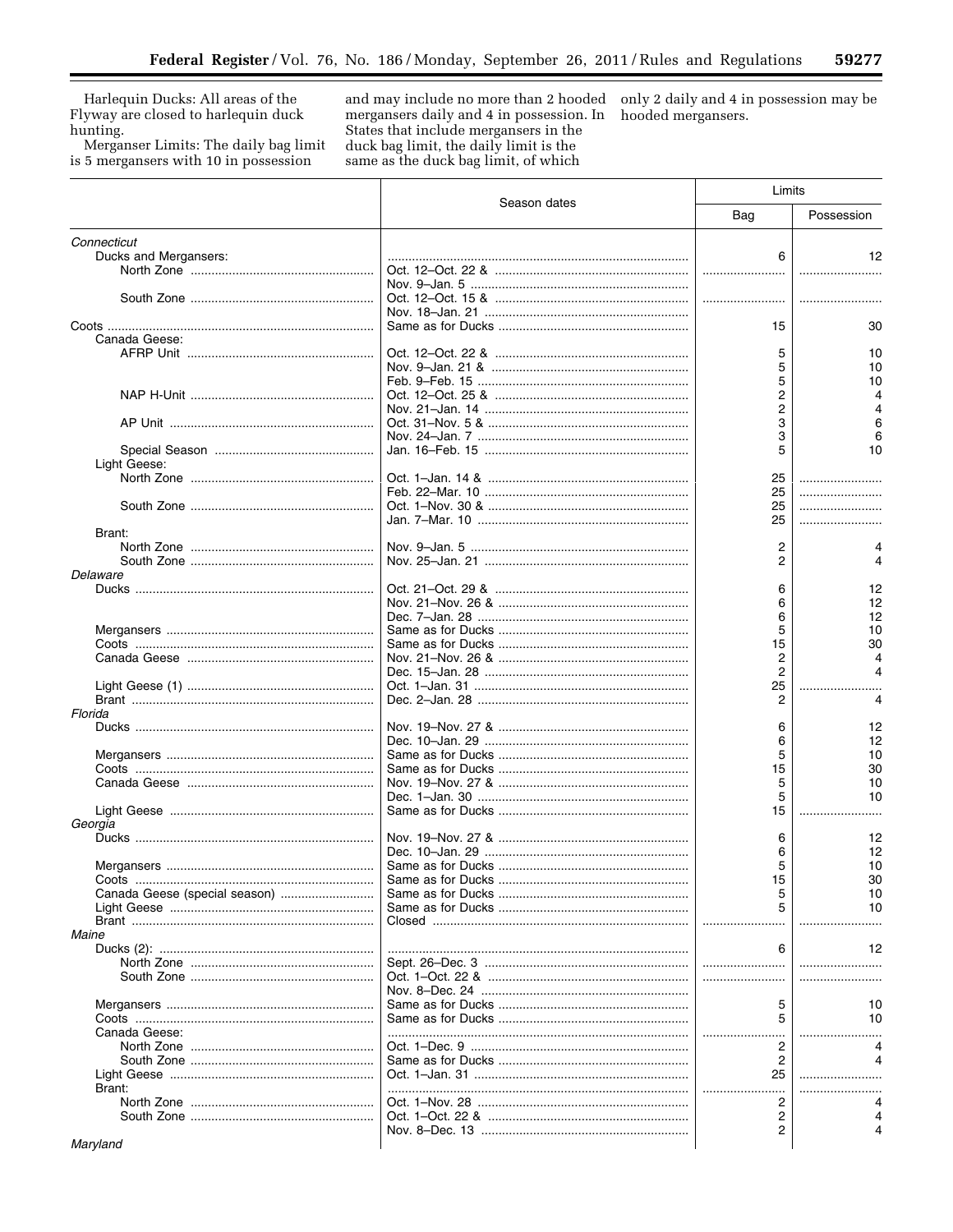Harlequin Ducks: All areas of the Flyway are closed to harlequin duck hunting.

Merganser Limits: The daily bag limit is 5 mergansers with 10 in possession and may include no more than 2 hooded mergansers daily and 4 in possession. In States that include mergansers in the duck bag limit, the daily limit is the same as the duck bag limit, of which only 2 daily and 4 in possession may be hooded mergansers.

| | Season dates | Limits | |
|---|---|---|---|
| | | Bag | Possession |
| *Connecticut* | | | |
| Ducks and Mergansers: | | 6 | 12 |
| North Zone | Oct. 12–Oct. 22 & | | |
| | Nov. 9–Jan. 5 | | |
| South Zone | Oct. 12–Oct. 15 & | | |
| | Nov. 18–Jan. 21 | | |
| Coots | Same as for Ducks | 15 | 30 |
| Canada Geese: | | | |
| AFRP Unit | Oct. 12–Oct. 22 & | 5 | 10 |
| | Nov. 9–Jan. 21 & | 5 | 10 |
| | Feb. 9–Feb. 15 | 5 | 10 |
| NAP H-Unit | Oct. 12–Oct. 25 & | 2 | 4 |
| | Nov. 21–Jan. 14 | 2 | 4 |
| AP Unit | Oct. 31–Nov. 5 & | 3 | 6 |
| | Nov. 24–Jan. 7 | 3 | 6 |
| Special Season | Jan. 16–Feb. 15 | 5 | 10 |
| Light Geese: | | | |
| North Zone | Oct. 1–Jan. 14 & | 25 | |
| | Feb. 22–Mar. 10 | 25 | |
| South Zone | Oct. 1–Nov. 30 & | 25 | |
| | Jan. 7–Mar. 10 | 25 | |
| Brant: | | | |
| North Zone | Nov. 9–Jan. 5 | 2 | 4 |
| South Zone | Nov. 25–Jan. 21 | 2 | 4 |
| *Delaware* | | | |
| Ducks | Oct. 21–Oct. 29 & | 6 | 12 |
| | Nov. 21–Nov. 26 & | 6 | 12 |
| | Dec. 7–Jan. 28 | 6 | 12 |
| Mergansers | Same as for Ducks | 5 | 10 |
| Coots | Same as for Ducks | 15 | 30 |
| Canada Geese | Nov. 21–Nov. 26 & | 2 | 4 |
| | Dec. 15–Jan. 28 | 2 | 4 |
| Light Geese (1) | Oct. 1–Jan. 31 | 25 | |
| Brant | Dec. 2–Jan. 28 | 2 | 4 |
| *Florida* | | | |
| Ducks | Nov. 19–Nov. 27 & | 6 | 12 |
| | Dec. 10–Jan. 29 | 6 | 12 |
| Mergansers | Same as for Ducks | 5 | 10 |
| Coots | Same as for Ducks | 15 | 30 |
| Canada Geese | Nov. 19–Nov. 27 & | 5 | 10 |
| | Dec. 1–Jan. 30 | 5 | 10 |
| Light Geese | Same as for Ducks | 15 | |
| *Georgia* | | | |
| Ducks | Nov. 19–Nov. 27 & | 6 | 12 |
| | Dec. 10–Jan. 29 | 6 | 12 |
| Mergansers | Same as for Ducks | 5 | 10 |
| Coots | Same as for Ducks | 15 | 30 |
| Canada Geese (special season) | Same as for Ducks | 5 | 10 |
| Light Geese | Same as for Ducks | 5 | 10 |
| Brant | Closed | | |
| *Maine* | | | |
| Ducks (2): | | 6 | 12 |
| North Zone | Sept. 26–Dec. 3 | | |
| South Zone | Oct. 1–Oct. 22 & | | |
| | Nov. 8–Dec. 24 | | |
| Mergansers | Same as for Ducks | 5 | 10 |
| Coots | Same as for Ducks | 5 | 10 |
| Canada Geese: | | | |
| North Zone | Oct. 1–Dec. 9 | 2 | 4 |
| South Zone | Same as for Ducks | 2 | 4 |
| Light Geese | Oct. 1–Jan. 31 | 25 | |
| Brant: | | | |
| North Zone | Oct. 1–Nov. 28 | 2 | 4 |
| South Zone | Oct. 1–Oct. 22 & | 2 | 4 |
| | Nov. 8–Dec. 13 | 2 | 4 |
| *Maryland* | | | |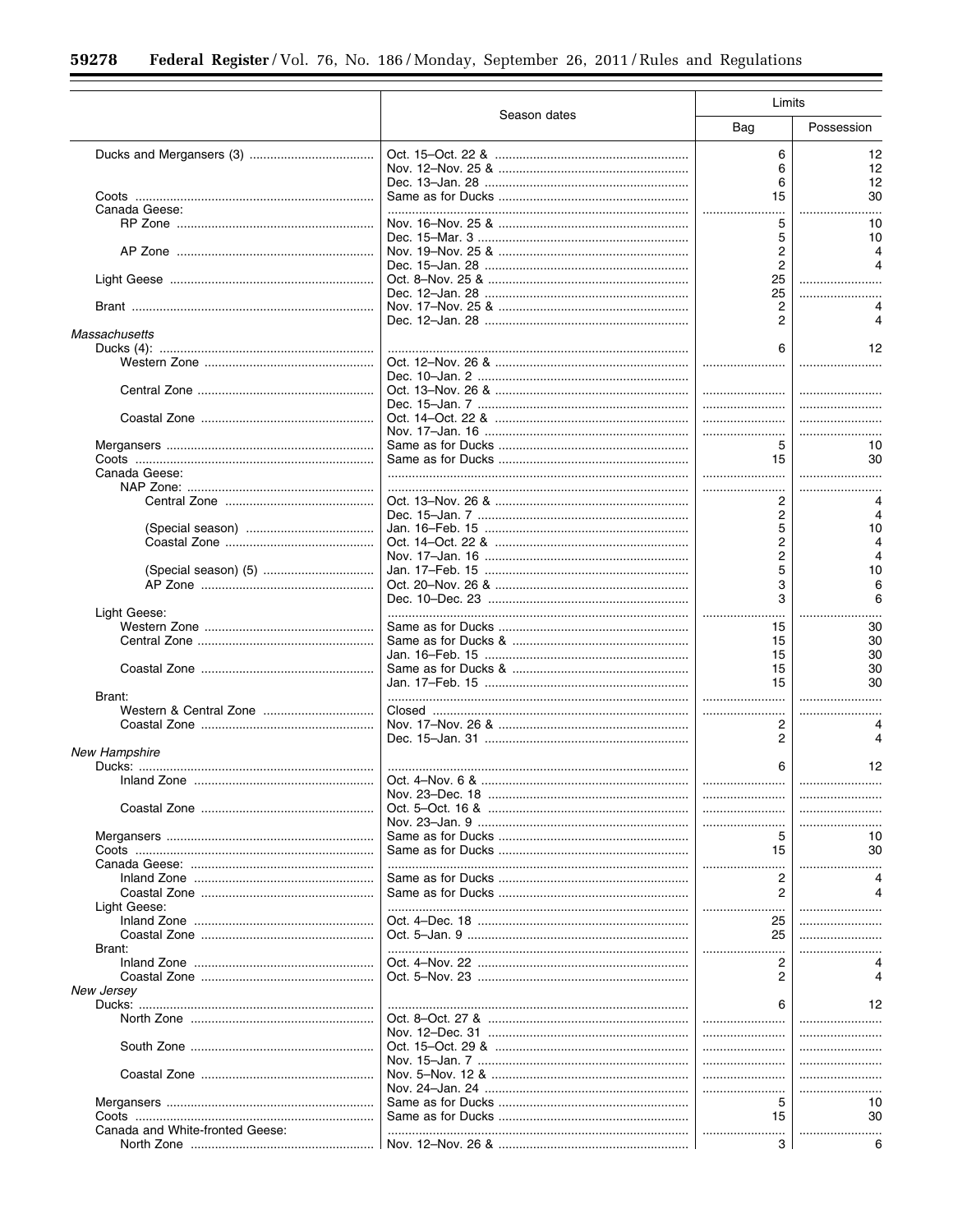| | Season dates | Limits | |
|---|---|---|---|
| | | Bag | Possession |
| Ducks and Mergansers (3) | Oct. 15–Oct. 22 & | 6 | 12 |
| | Nov. 12–Nov. 25 & | 6 | 12 |
| | Dec. 13–Jan. 28 | 6 | 12 |
| Coots | Same as for Ducks | 15 | 30 |
| Canada Geese: | | | |
| RP Zone | Nov. 16–Nov. 25 & | 5 | 10 |
| | Dec. 15–Mar. 3 | 5 | 10 |
| AP Zone | Nov. 19–Nov. 25 & | 2 | 4 |
| | Dec. 15–Jan. 28 | 2 | 4 |
| Light Geese | Oct. 8–Nov. 25 & | 25 | |
| | Dec. 12–Jan. 28 | 25 | |
| Brant | Nov. 17–Nov. 25 & | 2 | 4 |
| | Dec. 12–Jan. 28 | 2 | 4 |
| *Massachusetts* | | | |
| Ducks (4): | | 6 | 12 |
| Western Zone | Oct. 12–Nov. 26 & | | |
| | Dec. 10–Jan. 2 | | |
| Central Zone | Oct. 13–Nov. 26 & | | |
| | Dec. 15–Jan. 7 | | |
| Coastal Zone | Oct. 14–Oct. 22 & | | |
| | Nov. 17–Jan. 16 | | |
| Mergansers | Same as for Ducks | 5 | 10 |
| Coots | Same as for Ducks | 15 | 30 |
| Canada Geese: | | | |
| NAP Zone: | | | |
| Central Zone | Oct. 13–Nov. 26 & | 2 | 4 |
| | Dec. 15–Jan. 7 | 2 | 4 |
| (Special season) | Jan. 16–Feb. 15 | 5 | 10 |
| Coastal Zone | Oct. 14–Oct. 22 & | 2 | 4 |
| | Nov. 17–Jan. 16 | 2 | 4 |
| (Special season) (5) | Jan. 17–Feb. 15 | 5 | 10 |
| AP Zone | Oct. 20–Nov. 26 & | 3 | 6 |
| | Dec. 10–Dec. 23 | 3 | 6 |
| Light Geese: | | | |
| Western Zone | Same as for Ducks | 15 | 30 |
| Central Zone | Same as for Ducks & | 15 | 30 |
| | Jan. 16–Feb. 15 | 15 | 30 |
| Coastal Zone | Same as for Ducks & | 15 | 30 |
| | Jan. 17–Feb. 15 | 15 | 30 |
| Brant: | | | |
| Western & Central Zone | Closed | | |
| Coastal Zone | Nov. 17–Nov. 26 & | 2 | 4 |
| | Dec. 15–Jan. 31 | 2 | 4 |
| *New Hampshire* | | | |
| Ducks: | | 6 | 12 |
| Inland Zone | Oct. 4–Nov. 6 & | | |
| | Nov. 23–Dec. 18 | | |
| Coastal Zone | Oct. 5–Oct. 16 & | | |
| | Nov. 23–Jan. 9 | | |
| Mergansers | Same as for Ducks | 5 | 10 |
| Coots | Same as for Ducks | 15 | 30 |
| Canada Geese: | | | |
| Inland Zone | Same as for Ducks | 2 | 4 |
| Coastal Zone | Same as for Ducks | 2 | 4 |
| Light Geese: | | | |
| Inland Zone | Oct. 4–Dec. 18 | 25 | |
| Coastal Zone | Oct. 5–Jan. 9 | 25 | |
| Brant: | | | |
| Inland Zone | Oct. 4–Nov. 22 | 2 | 4 |
| Coastal Zone | Oct. 5–Nov. 23 | 2 | 4 |
| *New Jersey* | | | |
| Ducks: | | 6 | 12 |
| North Zone | Oct. 8–Oct. 27 & | | |
| | Nov. 12–Dec. 31 | | |
| South Zone | Oct. 15–Oct. 29 & | | |
| | Nov. 15–Jan. 7 | | |
| Coastal Zone | Nov. 5–Nov. 12 & | | |
| | Nov. 24–Jan. 24 | | |
| Mergansers | Same as for Ducks | 5 | 10 |
| Coots | Same as for Ducks | 15 | 30 |
| Canada and White-fronted Geese: | | | |
| North Zone | Nov. 12–Nov. 26 & | 3 | 6 |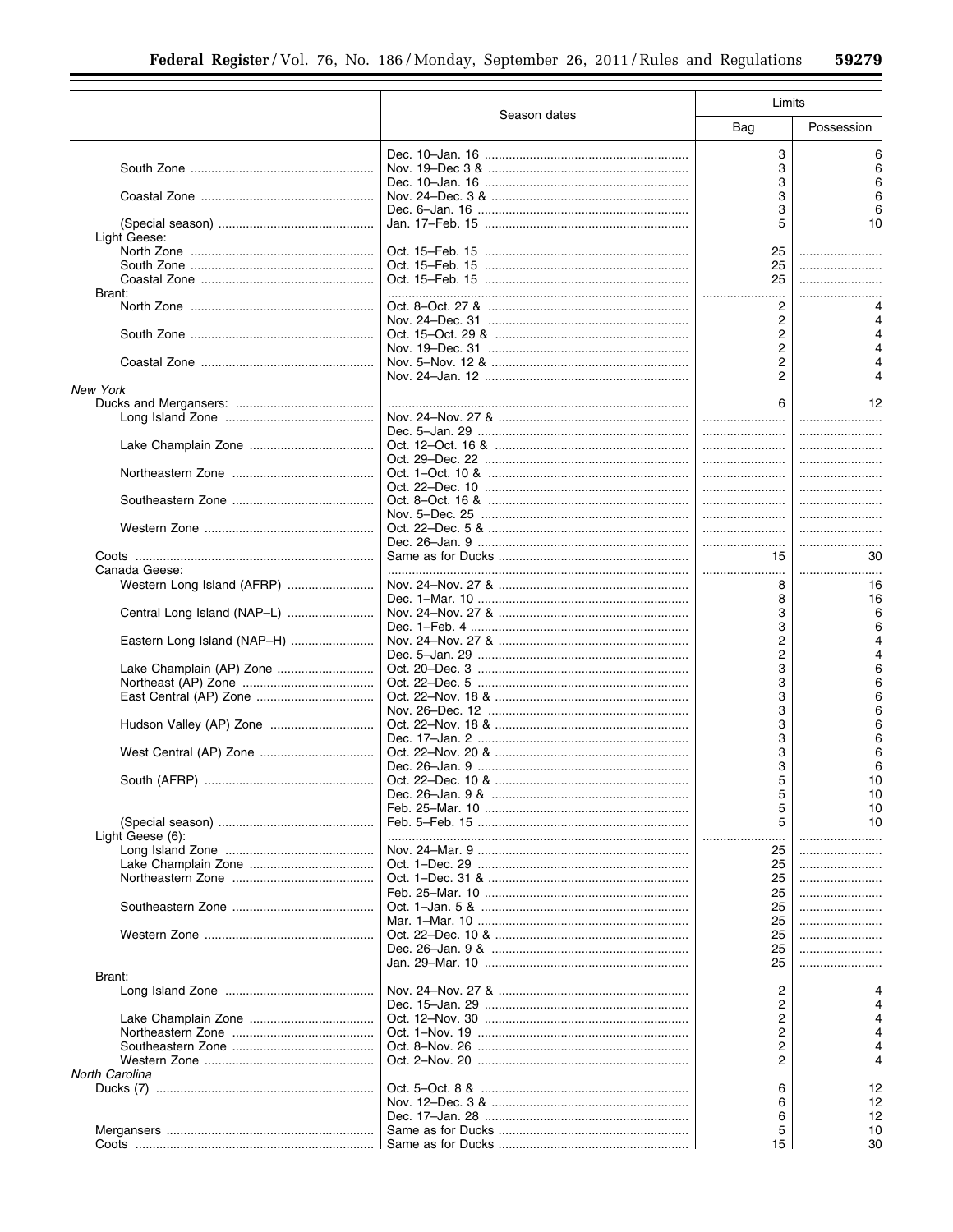| | Season dates | Limits | |
|---|---|---|---|
| | | Bag | Possession |
| | Dec. 10–Jan. 16 | 3 | 6 |
| South Zone | Nov. 19–Dec 3 & | 3 | 6 |
| | Dec. 10–Jan. 16 | 3 | 6 |
| Coastal Zone | Nov. 24–Dec. 3 & | 3 | 6 |
| | Dec. 6–Jan. 16 | 3 | 6 |
| (Special season) | Jan. 17–Feb. 15 | 5 | 10 |
| Light Geese: | | | |
| North Zone | Oct. 15–Feb. 15 | 25 | |
| South Zone | Oct. 15–Feb. 15 | 25 | |
| Coastal Zone | Oct. 15–Feb. 15 | 25 | |
| Brant: | | | |
| North Zone | Oct. 8–Oct. 27 & | 2 | 4 |
| | Nov. 24–Dec. 31 | 2 | 4 |
| South Zone | Oct. 15–Oct. 29 & | 2 | 4 |
| | Nov. 19–Dec. 31 | 2 | 4 |
| Coastal Zone | Nov. 5–Nov. 12 & | 2 | 4 |
| | Nov. 24–Jan. 12 | 2 | 4 |
| *New York* | | | |
| Ducks and Mergansers: | | 6 | 12 |
| Long Island Zone | Nov. 24–Nov. 27 & | | |
| | Dec. 5–Jan. 29 | | |
| Lake Champlain Zone | Oct. 12–Oct. 16 & | | |
| | Oct. 29–Dec. 22 | | |
| Northeastern Zone | Oct. 1–Oct. 10 & | | |
| | Oct. 22–Dec. 10 | | |
| Southeastern Zone | Oct. 8–Oct. 16 & | | |
| | Nov. 5–Dec. 25 | | |
| Western Zone | Oct. 22–Dec. 5 & | | |
| | Dec. 26–Jan. 9 | | |
| Coots | Same as for Ducks | 15 | 30 |
| Canada Geese: | | | |
| Western Long Island (AFRP) | Nov. 24–Nov. 27 & | 8 | 16 |
| | Dec. 1–Mar. 10 | 8 | 16 |
| Central Long Island (NAP–L) | Nov. 24–Nov. 27 & | 3 | 6 |
| | Dec. 1–Feb. 4 | 3 | 6 |
| Eastern Long Island (NAP–H) | Nov. 24–Nov. 27 & | 2 | 4 |
| | Dec. 5–Jan. 29 | 2 | 4 |
| Lake Champlain (AP) Zone | Oct. 20–Dec. 3 | 3 | 6 |
| Northeast (AP) Zone | Oct. 22–Dec. 5 | 3 | 6 |
| East Central (AP) Zone | Oct. 22–Nov. 18 & | 3 | 6 |
| | Nov. 26–Dec. 12 | 3 | 6 |
| Hudson Valley (AP) Zone | Oct. 22–Nov. 18 & | 3 | 6 |
| | Dec. 17–Jan. 2 | 3 | 6 |
| West Central (AP) Zone | Oct. 22–Nov. 20 & | 3 | 6 |
| | Dec. 26–Jan. 9 | 3 | 6 |
| South (AFRP) | Oct. 22–Dec. 10 & | 5 | 10 |
| | Dec. 26–Jan. 9 & | 5 | 10 |
| | Feb. 25–Mar. 10 | 5 | 10 |
| (Special season) | Feb. 5–Feb. 15 | 5 | 10 |
| Light Geese (6): | | | |
| Long Island Zone | Nov. 24–Mar. 9 | 25 | |
| Lake Champlain Zone | Oct. 1–Dec. 29 | 25 | |
| Northeastern Zone | Oct. 1–Dec. 31 & | 25 | |
| | Feb. 25–Mar. 10 | 25 | |
| Southeastern Zone | Oct. 1–Jan. 5 & | 25 | |
| | Mar. 1–Mar. 10 | 25 | |
| Western Zone | Oct. 22–Dec. 10 & | 25 | |
| | Dec. 26–Jan. 9 & | 25 | |
| | Jan. 29–Mar. 10 | 25 | |
| Brant: | | | |
| Long Island Zone | Nov. 24–Nov. 27 & | 2 | 4 |
| | Dec. 15–Jan. 29 | 2 | 4 |
| Lake Champlain Zone | Oct. 12–Nov. 30 | 2 | 4 |
| Northeastern Zone | Oct. 1–Nov. 19 | 2 | 4 |
| Southeastern Zone | Oct. 8–Nov. 26 | 2 | 4 |
| Western Zone | Oct. 2–Nov. 20 | 2 | 4 |
| *North Carolina* | | | |
| Ducks (7) | Oct. 5–Oct. 8 & | 6 | 12 |
| | Nov. 12–Dec. 3 & | 6 | 12 |
| | Dec. 17–Jan. 28 | 6 | 12 |
| Mergansers | Same as for Ducks | 5 | 10 |
| Coots | Same as for Ducks | 15 | 30 |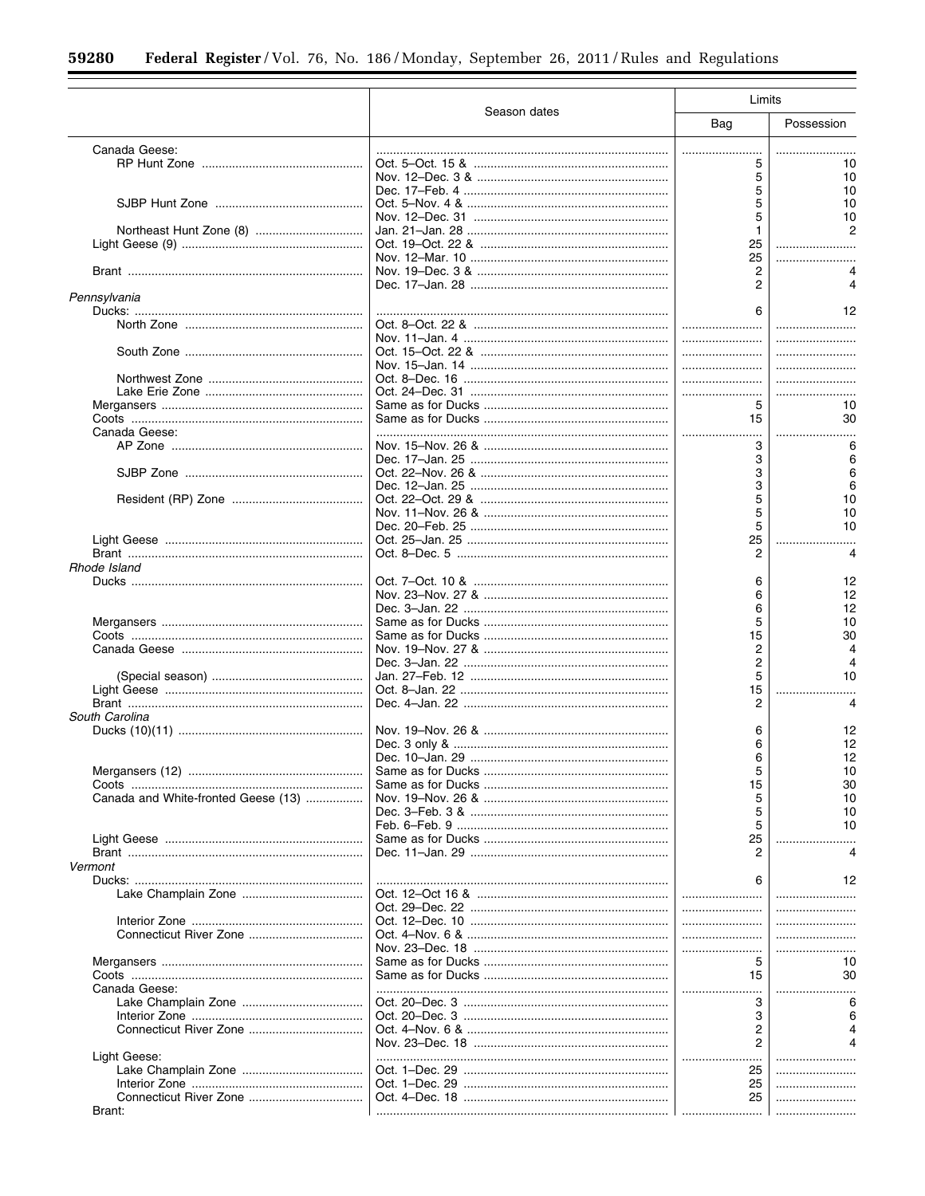| | Season dates | Limits | |
|---|---|---|---|
| | | Bag | Possession |
| Canada Geese: | | | |
| RP Hunt Zone | Oct. 5–Oct. 15 & | 5 | 10 |
| | Nov. 12–Dec. 3 & | 5 | 10 |
| | Dec. 17–Feb. 4 | 5 | 10 |
| SJBP Hunt Zone | Oct. 5–Nov. 4 & | 5 | 10 |
| | Nov. 12–Dec. 31 | 5 | 10 |
| Northeast Hunt Zone (8) | Jan. 21–Jan. 28 | 1 | 2 |
| Light Geese (9) | Oct. 19–Oct. 22 & | 25 | |
| | Nov. 12–Mar. 10 | 25 | |
| Brant | Nov. 19–Dec. 3 & | 2 | 4 |
| | Dec. 17–Jan. 28 | 2 | 4 |
| *Pennsylvania* | | | |
| Ducks: | | 6 | 12 |
| North Zone | Oct. 8–Oct. 22 & | | |
| | Nov. 11–Jan. 4 | | |
| South Zone | Oct. 15–Oct. 22 & | | |
| | Nov. 15–Jan. 14 | | |
| Northwest Zone | Oct. 8–Dec. 16 | | |
| Lake Erie Zone | Oct. 24–Dec. 31 | | |
| Mergansers | Same as for Ducks | 5 | 10 |
| Coots | Same as for Ducks | 15 | 30 |
| Canada Geese: | | | |
| AP Zone | Nov. 15–Nov. 26 & | 3 | 6 |
| | Dec. 17–Jan. 25 | 3 | 6 |
| SJBP Zone | Oct. 22–Nov. 26 & | 3 | 6 |
| | Dec. 12–Jan. 25 | 3 | 6 |
| Resident (RP) Zone | Oct. 22–Oct. 29 & | 5 | 10 |
| | Nov. 11–Nov. 26 & | 5 | 10 |
| | Dec. 20–Feb. 25 | 5 | 10 |
| Light Geese | Oct. 25–Jan. 25 | 25 | |
| Brant | Oct. 8–Dec. 5 | 2 | 4 |
| *Rhode Island* | | | |
| Ducks | Oct. 7–Oct. 10 & | 6 | 12 |
| | Nov. 23–Nov. 27 & | 6 | 12 |
| | Dec. 3–Jan. 22 | 6 | 12 |
| Mergansers | Same as for Ducks | 5 | 10 |
| Coots | Same as for Ducks | 15 | 30 |
| Canada Geese | Nov. 19–Nov. 27 & | 2 | 4 |
| | Dec. 3–Jan. 22 | 2 | 4 |
| (Special season) | Jan. 27–Feb. 12 | 5 | 10 |
| Light Geese | Oct. 8–Jan. 22 | 15 | |
| Brant | Dec. 4–Jan. 22 | 2 | 4 |
| *South Carolina* | | | |
| Ducks (10)(11) | Nov. 19–Nov. 26 & | 6 | 12 |
| | Dec. 3 only & | 6 | 12 |
| | Dec. 10–Jan. 29 | 6 | 12 |
| Mergansers (12) | Same as for Ducks | 5 | 10 |
| Coots | Same as for Ducks | 15 | 30 |
| Canada and White-fronted Geese (13) | Nov. 19–Nov. 26 & | 5 | 10 |
| | Dec. 3–Feb. 3 & | 5 | 10 |
| | Feb. 6–Feb. 9 | 5 | 10 |
| Light Geese | Same as for Ducks | 25 | |
| Brant | Dec. 11–Jan. 29 | 2 | 4 |
| *Vermont* | | | |
| Ducks: | | 6 | 12 |
| Lake Champlain Zone | Oct. 12–Oct 16 & | | |
| | Oct. 29–Dec. 22 | | |
| Interior Zone | Oct. 12–Dec. 10 | | |
| Connecticut River Zone | Oct. 4–Nov. 6 & | | |
| | Nov. 23–Dec. 18 | | |
| Mergansers | Same as for Ducks | 5 | 10 |
| Coots | Same as for Ducks | 15 | 30 |
| Canada Geese: | | | |
| Lake Champlain Zone | Oct. 20–Dec. 3 | 3 | 6 |
| Interior Zone | Oct. 20–Dec. 3 | 3 | 6 |
| Connecticut River Zone | Oct. 4–Nov. 6 & | 2 | 4 |
| | Nov. 23–Dec. 18 | 2 | 4 |
| Light Geese: | | | |
| Lake Champlain Zone | Oct. 1–Dec. 29 | 25 | |
| Interior Zone | Oct. 1–Dec. 29 | 25 | |
| Connecticut River Zone | Oct. 4–Dec. 18 | 25 | |
| Brant: | | | |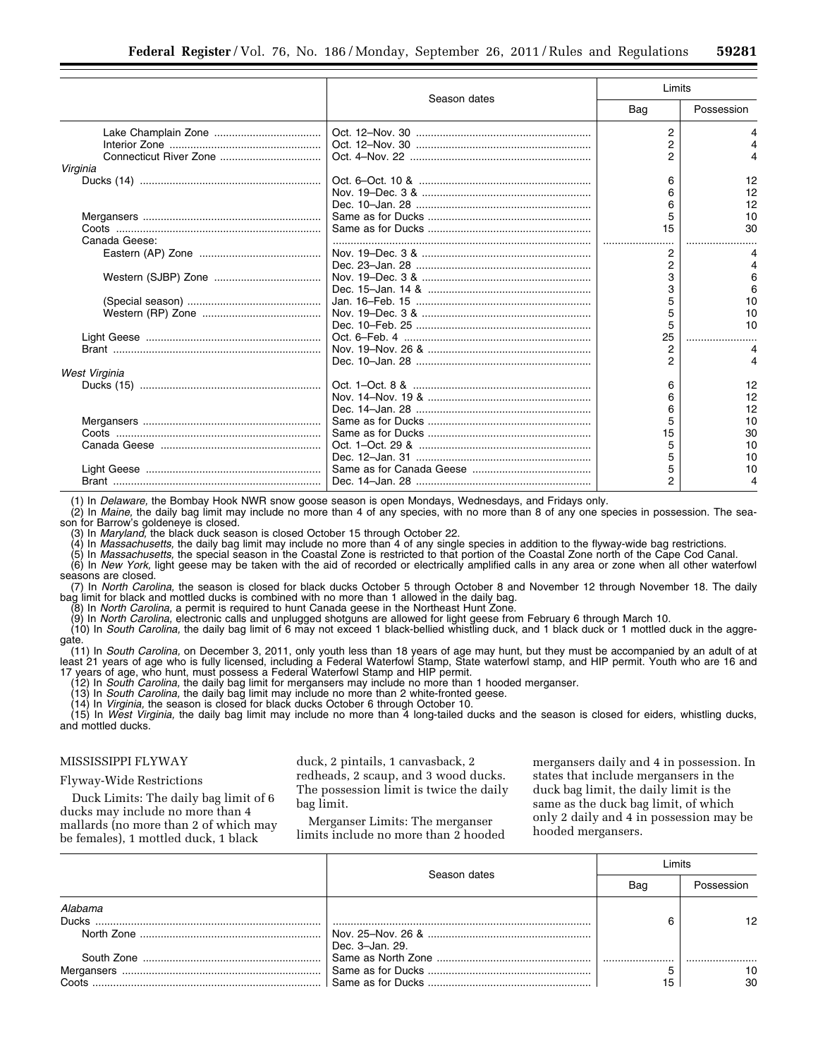| | Season dates | Limits | |
|---|---|---|---|
| | | Bag | Possession |
| Lake Champlain Zone | Oct. 12–Nov. 30 | 2 | 4 |
| Interior Zone | Oct. 12–Nov. 30 | 2 | 4 |
| Connecticut River Zone | Oct. 4–Nov. 22 | 2 | 4 |
| *Virginia* | | | |
| Ducks (14) | Oct. 6–Oct. 10 & | 6 | 12 |
| | Nov. 19–Dec. 3 & | 6 | 12 |
| | Dec. 10–Jan. 28 | 6 | 12 |
| Mergansers | Same as for Ducks | 5 | 10 |
| Coots | Same as for Ducks | 15 | 30 |
| Canada Geese: | | | |
| Eastern (AP) Zone | Nov. 19–Dec. 3 & | 2 | 4 |
| | Dec. 23–Jan. 28 | 2 | 4 |
| Western (SJBP) Zone | Nov. 19–Dec. 3 & | 3 | 6 |
| | Dec. 15–Jan. 14 & | 3 | 6 |
| (Special season) | Jan. 16–Feb. 15 | 5 | 10 |
| Western (RP) Zone | Nov. 19–Dec. 3 & | 5 | 10 |
| | Dec. 10–Feb. 25 | 5 | 10 |
| Light Geese | Oct. 6–Feb. 4 | 25 | |
| Brant | Nov. 19–Nov. 26 & | 2 | 4 |
| | Dec. 10–Jan. 28 | 2 | 4 |
| *West Virginia* | | | |
| Ducks (15) | Oct. 1–Oct. 8 & | 6 | 12 |
| | Nov. 14–Nov. 19 & | 6 | 12 |
| | Dec. 14–Jan. 28 | 6 | 12 |
| Mergansers | Same as for Ducks | 5 | 10 |
| Coots | Same as for Ducks | 15 | 30 |
| Canada Geese | Oct. 1–Oct. 29 & | 5 | 10 |
| | Dec. 12–Jan. 31 | 5 | 10 |
| Light Geese | Same as for Canada Geese | 5 | 10 |
| Brant | Dec. 14–Jan. 28 | 2 | 4 |

(1) In *Delaware,* the Bombay Hook NWR snow goose season is open Mondays, Wednesdays, and Fridays only.

(2) In *Maine,* the daily bag limit may include no more than 4 of any species, with no more than 8 of any one species in possession. The season for Barrow's goldeneye is closed.

(3) In *Maryland,* the black duck season is closed October 15 through October 22.

(4) In *Massachusetts,* the daily bag limit may include no more than 4 of any single species in addition to the flyway-wide bag restrictions.

(5) In *Massachusetts,* the special season in the Coastal Zone is restricted to that portion of the Coastal Zone north of the Cape Cod Canal.

(6) In *New York,* light geese may be taken with the aid of recorded or electrically amplified calls in any area or zone when all other waterfowl seasons are closed.

(7) In *North Carolina,* the season is closed for black ducks October 5 through October 8 and November 12 through November 18. The daily bag limit for black and mottled ducks is combined with no more than 1 allowed in the daily bag.

(8) In *North Carolina,* a permit is required to hunt Canada geese in the Northeast Hunt Zone.

(9) In *North Carolina,* electronic calls and unplugged shotguns are allowed for light geese from February 6 through March 10.

(10) In *South Carolina,* the daily bag limit of 6 may not exceed 1 black-bellied whistling duck, and 1 black duck or 1 mottled duck in the aggregate.

(11) In *South Carolina,* on December 3, 2011, only youth less than 18 years of age may hunt, but they must be accompanied by an adult of at least 21 years of age who is fully licensed, including a Federal Waterfowl Stamp, State waterfowl stamp, and HIP permit. Youth who are 16 and 17 years of age, who hunt, must possess a Federal Waterfowl Stamp and HIP permit.

(12) In *South Carolina,* the daily bag limit for mergansers may include no more than 1 hooded merganser.

(13) In *South Carolina,* the daily bag limit may include no more than 2 white-fronted geese.

(14) In *Virginia,* the season is closed for black ducks October 6 through October 10.

(15) In *West Virginia,* the daily bag limit may include no more than 4 long-tailed ducks and the season is closed for eiders, whistling ducks, and mottled ducks.

## MISSISSIPPI FLYWAY

### Flyway-Wide Restrictions

Duck Limits: The daily bag limit of 6 ducks may include no more than 4 mallards (no more than 2 of which may be females), 1 mottled duck, 1 black duck, 2 pintails, 1 canvasback, 2 redheads, 2 scaup, and 3 wood ducks. The possession limit is twice the daily bag limit.

Merganser Limits: The merganser limits include no more than 2 hooded mergansers daily and 4 in possession. In states that include mergansers in the duck bag limit, the daily limit is the same as the duck bag limit, of which only 2 daily and 4 in possession may be hooded mergansers.

| | Season dates | Limits | |
|---|---|---|---|
| | | Bag | Possession |
| *Alabama* | | | |
| Ducks | | 6 | 12 |
| North Zone | Nov. 25–Nov. 26 & | | |
| | Dec. 3–Jan. 29. | | |
| South Zone | Same as North Zone | | |
| Mergansers | Same as for Ducks | 5 | 10 |
| Coots | Same as for Ducks | 15 | 30 |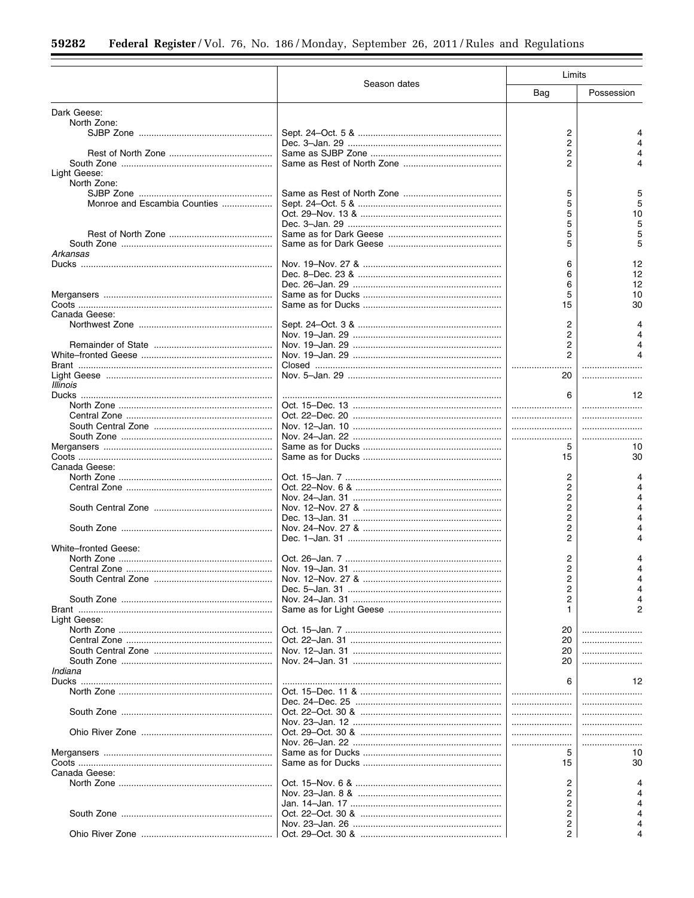| | Season dates | Limits | |
|---|---|---|---|
| | | Bag | Possession |
| Dark Geese: | | | |
| North Zone: | | | |
| SJBP Zone | Sept. 24–Oct. 5 & | 2 | 4 |
| | Dec. 3–Jan. 29 | 2 | 4 |
| Rest of North Zone | Same as SJBP Zone | 2 | 4 |
| South Zone | Same as Rest of North Zone | 2 | 4 |
| Light Geese: | | | |
| North Zone: | | | |
| SJBP Zone | Same as Rest of North Zone | 5 | 5 |
| Monroe and Escambia Counties | Sept. 24–Oct. 5 & | 5 | 5 |
| | Oct. 29–Nov. 13 & | 5 | 10 |
| | Dec. 3–Jan. 29 | 5 | 5 |
| Rest of North Zone | Same as for Dark Geese | 5 | 5 |
| South Zone | Same as for Dark Geese | 5 | 5 |
| *Arkansas* | | | |
| Ducks | Nov. 19–Nov. 27 & | 6 | 12 |
| | Dec. 8–Dec. 23 & | 6 | 12 |
| | Dec. 26–Jan. 29 | 6 | 12 |
| Mergansers | Same as for Ducks | 5 | 10 |
| Coots | Same as for Ducks | 15 | 30 |
| Canada Geese: | | | |
| Northwest Zone | Sept. 24–Oct. 3 & | 2 | 4 |
| | Nov. 19–Jan. 29 | 2 | 4 |
| Remainder of State | Nov. 19–Jan. 29 | 2 | 4 |
| White–fronted Geese | Nov. 19–Jan. 29 | 2 | 4 |
| Brant | Closed | | |
| Light Geese | Nov. 5–Jan. 29 | 20 | |
| *Illinois* | | | |
| Ducks | | 6 | 12 |
| North Zone | Oct. 15–Dec. 13 | | |
| Central Zone | Oct. 22–Dec. 20 | | |
| South Central Zone | Nov. 12–Jan. 10 | | |
| South Zone | Nov. 24–Jan. 22 | | |
| Mergansers | Same as for Ducks | 5 | 10 |
| Coots | Same as for Ducks | 15 | 30 |
| Canada Geese: | | | |
| North Zone | Oct. 15–Jan. 7 | 2 | 4 |
| Central Zone | Oct. 22–Nov. 6 & | 2 | 4 |
| | Nov. 24–Jan. 31 | 2 | 4 |
| South Central Zone | Nov. 12–Nov. 27 & | 2 | 4 |
| | Dec. 13–Jan. 31 | 2 | 4 |
| South Zone | Nov. 24–Nov. 27 & | 2 | 4 |
| | Dec. 1–Jan. 31 | 2 | 4 |
| White–fronted Geese: | | | |
| North Zone | Oct. 26–Jan. 7 | 2 | 4 |
| Central Zone | Nov. 19–Jan. 31 | 2 | 4 |
| South Central Zone | Nov. 12–Nov. 27 & | 2 | 4 |
| | Dec. 5–Jan. 31 | 2 | 4 |
| South Zone | Nov. 24–Jan. 31 | 2 | 4 |
| Brant | Same as for Light Geese | 1 | 2 |
| Light Geese: | | | |
| North Zone | Oct. 15–Jan. 7 | 20 | |
| Central Zone | Oct. 22–Jan. 31 | 20 | |
| South Central Zone | Nov. 12–Jan. 31 | 20 | |
| South Zone | Nov. 24–Jan. 31 | 20 | |
| *Indiana* | | | |
| Ducks | | 6 | 12 |
| North Zone | Oct. 15–Dec. 11 & | | |
| | Dec. 24–Dec. 25 | | |
| South Zone | Oct. 22–Oct. 30 & | | |
| | Nov. 23–Jan. 12 | | |
| Ohio River Zone | Oct. 29–Oct. 30 & | | |
| | Nov. 26–Jan. 22 | | |
| Mergansers | Same as for Ducks | 5 | 10 |
| Coots | Same as for Ducks | 15 | 30 |
| Canada Geese: | | | |
| North Zone | Oct. 15–Nov. 6 & | 2 | 4 |
| | Nov. 23–Jan. 8 & | 2 | 4 |
| | Jan. 14–Jan. 17 | 2 | 4 |
| South Zone | Oct. 22–Oct. 30 & | 2 | 4 |
| | Nov. 23–Jan. 26 | 2 | 4 |
| Ohio River Zone | Oct. 29–Oct. 30 & | 2 | 4 |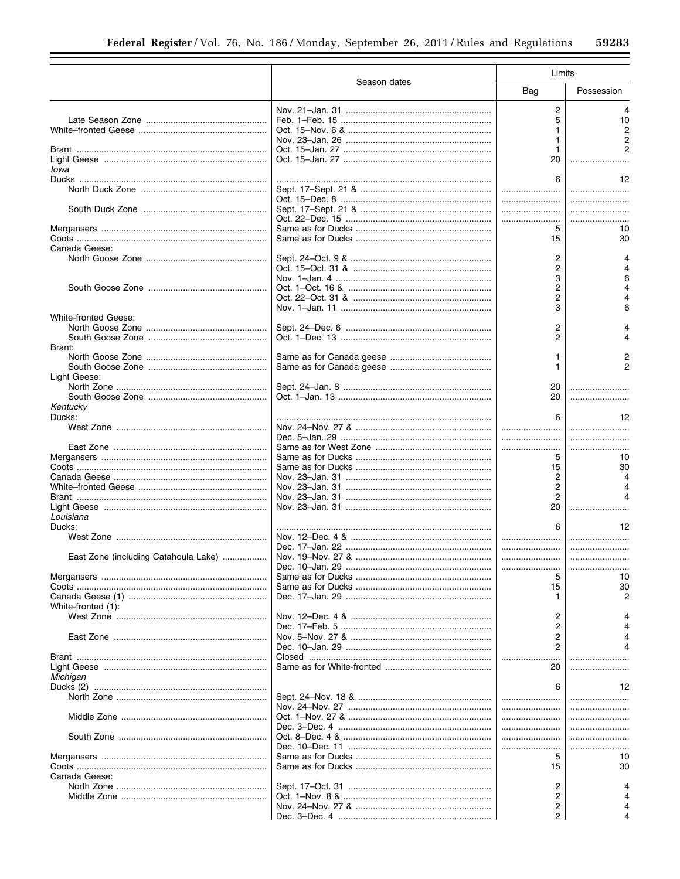| | Season dates | Limits | |
|---|---|---|---|
| | | Bag | Possession |
| | Nov. 21–Jan. 31 | 2 | 4 |
| Late Season Zone | Feb. 1–Feb. 15 | 5 | 10 |
| White–fronted Geese | Oct. 15–Nov. 6 & | 1 | 2 |
| | Nov. 23–Jan. 26 | 1 | 2 |
| Brant | Oct. 15–Jan. 27 | 1 | 2 |
| Light Geese | Oct. 15–Jan. 27 | 20 | |
| *Iowa* | | | |
| Ducks | | 6 | 12 |
| North Duck Zone | Sept. 17–Sept. 21 & | | |
| | Oct. 15–Dec. 8 | | |
| South Duck Zone | Sept. 17–Sept. 21 & | | |
| | Oct. 22–Dec. 15 | | |
| Mergansers | Same as for Ducks | 5 | 10 |
| Coots | Same as for Ducks | 15 | 30 |
| Canada Geese: | | | |
| North Goose Zone | Sept. 24–Oct. 9 & | 2 | 4 |
| | Oct. 15–Oct. 31 & | 2 | 4 |
| | Nov. 1–Jan. 4 | 3 | 6 |
| South Goose Zone | Oct. 1–Oct. 16 & | 2 | 4 |
| | Oct. 22–Oct. 31 & | 2 | 4 |
| | Nov. 1–Jan. 11 | 3 | 6 |
| White-fronted Geese: | | | |
| North Goose Zone | Sept. 24–Dec. 6 | 2 | 4 |
| South Goose Zone | Oct. 1–Dec. 13 | 2 | 4 |
| Brant: | | | |
| North Goose Zone | Same as for Canada geese | 1 | 2 |
| South Goose Zone | Same as for Canada geese | 1 | 2 |
| Light Geese: | | | |
| North Zone | Sept. 24–Jan. 8 | 20 | |
| South Goose Zone | Oct. 1–Jan. 13 | 20 | |
| *Kentucky* | | | |
| Ducks: | | 6 | 12 |
| West Zone | Nov. 24–Nov. 27 & | | |
| | Dec. 5–Jan. 29 | | |
| East Zone | Same as for West Zone | | |
| Mergansers | Same as for Ducks | 5 | 10 |
| Coots | Same as for Ducks | 15 | 30 |
| Canada Geese | Nov. 23–Jan. 31 | 2 | 4 |
| White–fronted Geese | Nov. 23–Jan. 31 | 2 | 4 |
| Brant | Nov. 23–Jan. 31 | 2 | 4 |
| Light Geese | Nov. 23–Jan. 31 | 20 | |
| *Louisiana* | | | |
| Ducks: | | 6 | 12 |
| West Zone | Nov. 12–Dec. 4 & | | |
| | Dec. 17–Jan. 22 | | |
| East Zone (including Catahoula Lake) | Nov. 19–Nov. 27 & | | |
| | Dec. 10–Jan. 29 | | |
| Mergansers | Same as for Ducks | 5 | 10 |
| Coots | Same as for Ducks | 15 | 30 |
| Canada Geese (1) | Dec. 17–Jan. 29 | 1 | 2 |
| White-fronted (1): | | | |
| West Zone | Nov. 12–Dec. 4 & | 2 | 4 |
| | Dec. 17–Feb. 5 | 2 | 4 |
| East Zone | Nov. 5–Nov. 27 & | 2 | 4 |
| | Dec. 10–Jan. 29 | 2 | 4 |
| Brant | Closed | | |
| Light Geese | Same as for White-fronted | 20 | |
| *Michigan* | | | |
| Ducks (2) | | 6 | 12 |
| North Zone | Sept. 24–Nov. 18 & | | |
| | Nov. 24–Nov. 27 | | |
| Middle Zone | Oct. 1–Nov. 27 & | | |
| | Dec. 3–Dec. 4 | | |
| South Zone | Oct. 8–Dec. 4 & | | |
| | Dec. 10–Dec. 11 | | |
| Mergansers | Same as for Ducks | 5 | 10 |
| Coots | Same as for Ducks | 15 | 30 |
| Canada Geese: | | | |
| North Zone | Sept. 17–Oct. 31 | 2 | 4 |
| Middle Zone | Oct. 1–Nov. 8 & | 2 | 4 |
| | Nov. 24–Nov. 27 & | 2 | 4 |
| | Dec. 3–Dec. 4 | 2 | 4 |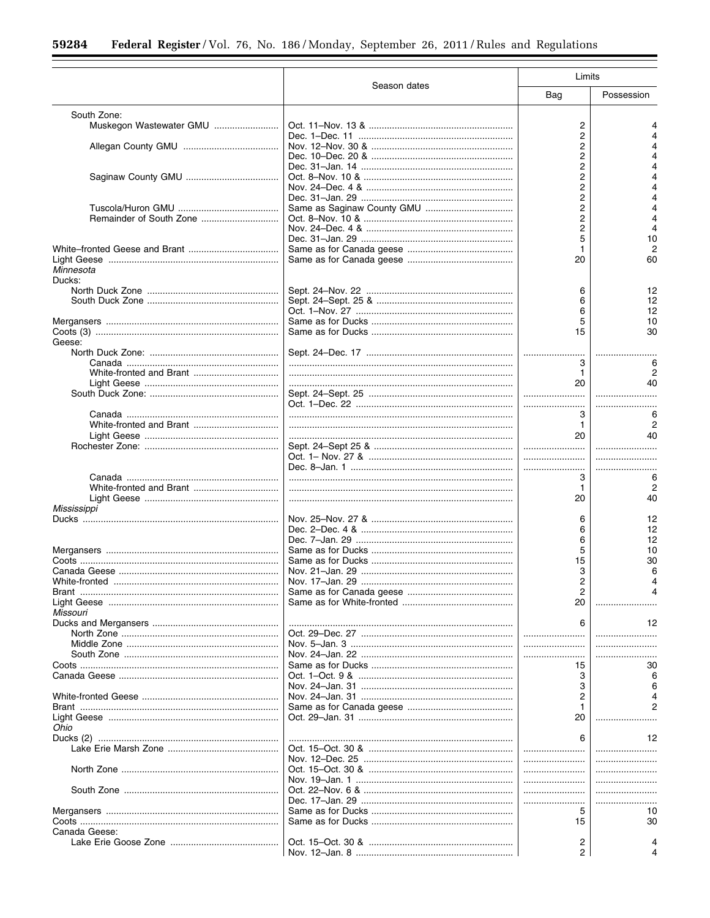| | Season dates | Limits | |
|---|---|---|---|
| | | Bag | Possession |
| South Zone: | | | |
| Muskegon Wastewater GMU | Oct. 11–Nov. 13 & | 2 | 4 |
| | Dec. 1–Dec. 11 | 2 | 4 |
| Allegan County GMU | Nov. 12–Nov. 30 & | 2 | 4 |
| | Dec. 10–Dec. 20 & | 2 | 4 |
| | Dec. 31–Jan. 14 | 2 | 4 |
| Saginaw County GMU | Oct. 8–Nov. 10 & | 2 | 4 |
| | Nov. 24–Dec. 4 & | 2 | 4 |
| | Dec. 31–Jan. 29 | 2 | 4 |
| Tuscola/Huron GMU | Same as Saginaw County GMU | 2 | 4 |
| Remainder of South Zone | Oct. 8–Nov. 10 & | 2 | 4 |
| | Nov. 24–Dec. 4 & | 2 | 4 |
| | Dec. 31–Jan. 29 | 5 | 10 |
| White–fronted Geese and Brant | Same as for Canada geese | 1 | 2 |
| Light Geese | Same as for Canada geese | 20 | 60 |
| *Minnesota* | | | |
| Ducks: | | | |
| North Duck Zone | Sept. 24–Nov. 22 | 6 | 12 |
| South Duck Zone | Sept. 24–Sept. 25 & | 6 | 12 |
| | Oct. 1–Nov. 27 | 6 | 12 |
| Mergansers | Same as for Ducks | 5 | 10 |
| Coots (3) | Same as for Ducks | 15 | 30 |
| Geese: | | | |
| North Duck Zone: | Sept. 24–Dec. 17 | | |
| Canada | | 3 | 6 |
| White-fronted and Brant | | 1 | 2 |
| Light Geese | | 20 | 40 |
| South Duck Zone: | Sept. 24–Sept. 25 | | |
| | Oct. 1–Dec. 22 | | |
| Canada | | 3 | 6 |
| White-fronted and Brant | | 1 | 2 |
| Light Geese | | 20 | 40 |
| Rochester Zone: | Sept. 24–Sept 25 & | | |
| | Oct. 1– Nov. 27 & | | |
| | Dec. 8–Jan. 1 | | |
| Canada | | 3 | 6 |
| White-fronted and Brant | | 1 | 2 |
| Light Geese | | 20 | 40 |
| *Mississippi* | | | |
| Ducks | Nov. 25–Nov. 27 & | 6 | 12 |
| | Dec. 2–Dec. 4 & | 6 | 12 |
| | Dec. 7–Jan. 29 | 6 | 12 |
| Mergansers | Same as for Ducks | 5 | 10 |
| Coots | Same as for Ducks | 15 | 30 |
| Canada Geese | Nov. 21–Jan. 29 | 3 | 6 |
| White-fronted | Nov. 17–Jan. 29 | 2 | 4 |
| Brant | Same as for Canada geese | 2 | 4 |
| Light Geese | Same as for White-fronted | 20 | |
| *Missouri* | | | |
| Ducks and Mergansers | | 6 | 12 |
| North Zone | Oct. 29–Dec. 27 | | |
| Middle Zone | Nov. 5–Jan. 3 | | |
| South Zone | Nov. 24–Jan. 22 | | |
| Coots | Same as for Ducks | 15 | 30 |
| Canada Geese | Oct. 1–Oct. 9 & | 3 | 6 |
| | Nov. 24–Jan. 31 | 3 | 6 |
| White-fronted Geese | Nov. 24–Jan. 31 | 2 | 4 |
| Brant | Same as for Canada geese | 1 | 2 |
| Light Geese | Oct. 29–Jan. 31 | 20 | |
| *Ohio* | | | |
| Ducks (2) | | 6 | 12 |
| Lake Erie Marsh Zone | Oct. 15–Oct. 30 & | | |
| | Nov. 12–Dec. 25 | | |
| North Zone | Oct. 15–Oct. 30 & | | |
| | Nov. 19–Jan. 1 | | |
| South Zone | Oct. 22–Nov. 6 & | | |
| | Dec. 17–Jan. 29 | | |
| Mergansers | Same as for Ducks | 5 | 10 |
| Coots | Same as for Ducks | 15 | 30 |
| Canada Geese: | | | |
| Lake Erie Goose Zone | Oct. 15–Oct. 30 & | 2 | 4 |
| | Nov. 12–Jan. 8 | 2 | 4 |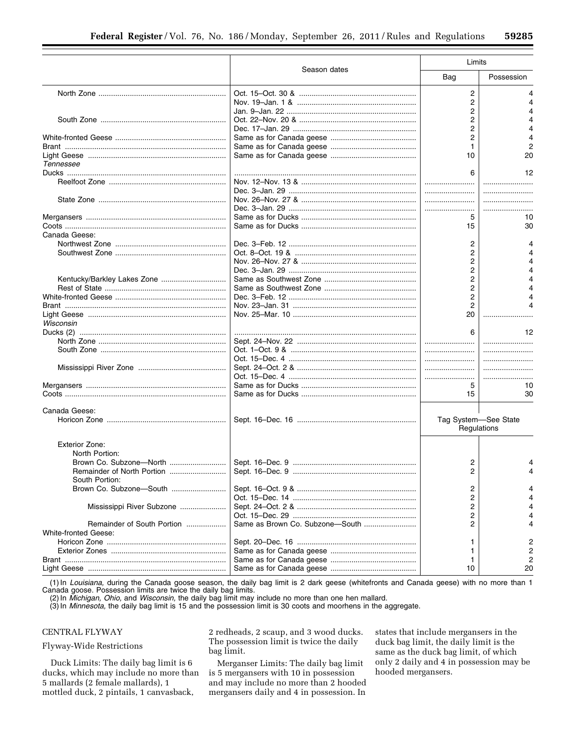| | Season dates | Limits | |
|---|---|---|---|
| | | Bag | Possession |
| North Zone | Oct. 15–Oct. 30 & | 2 | 4 |
| | Nov. 19–Jan. 1 & | 2 | 4 |
| | Jan. 9–Jan. 22 | 2 | 4 |
| South Zone | Oct. 22–Nov. 20 & | 2 | 4 |
| | Dec. 17–Jan. 29 | 2 | 4 |
| White-fronted Geese | Same as for Canada geese | 2 | 4 |
| Brant | Same as for Canada geese | 1 | 2 |
| Light Geese | Same as for Canada geese | 10 | 20 |
| *Tennessee* | | | |
| Ducks | | 6 | 12 |
| Reelfoot Zone | Nov. 12–Nov. 13 & | | |
| | Dec. 3–Jan. 29 | | |
| State Zone | Nov. 26–Nov. 27 & | | |
| | Dec. 3–Jan. 29 | | |
| Mergansers | Same as for Ducks | 5 | 10 |
| Coots | Same as for Ducks | 15 | 30 |
| Canada Geese: | | | |
| Northwest Zone | Dec. 3–Feb. 12 | 2 | 4 |
| Southwest Zone | Oct. 8–Oct. 19 & | 2 | 4 |
| | Nov. 26–Nov. 27 & | 2 | 4 |
| | Dec. 3–Jan. 29 | 2 | 4 |
| Kentucky/Barkley Lakes Zone | Same as Southwest Zone | 2 | 4 |
| Rest of State | Same as Southwest Zone | 2 | 4 |
| White-fronted Geese | Dec. 3–Feb. 12 | 2 | 4 |
| Brant | Nov. 23–Jan. 31 | 2 | 4 |
| Light Geese | Nov. 25–Mar. 10 | 20 | |
| *Wisconsin* | | | |
| Ducks (2) | | 6 | 12 |
| North Zone | Sept. 24–Nov. 22 | | |
| South Zone | Oct. 1–Oct. 9 & | | |
| | Oct. 15–Dec. 4 | | |
| Mississippi River Zone | Sept. 24–Oct. 2 & | | |
| | Oct. 15–Dec. 4 | | |
| Mergansers | Same as for Ducks | 5 | 10 |
| Coots | Same as for Ducks | 15 | 30 |
| Canada Geese: | | | |
| Horicon Zone | Sept. 16–Dec. 16 | Tag System—See State Regulations | |
| Exterior Zone: | | | |
| North Portion: | | | |
| Brown Co. Subzone—North | Sept. 16–Dec. 9 | 2 | 4 |
| Remainder of North Portion | Sept. 16–Dec. 9 | 2 | 4 |
| South Portion: | | | |
| Brown Co. Subzone—South | Sept. 16–Oct. 9 & | 2 | 4 |
| | Oct. 15–Dec. 14 | 2 | 4 |
| Mississippi River Subzone | Sept. 24–Oct. 2 & | 2 | 4 |
| | Oct. 15–Dec. 29 | 2 | 4 |
| Remainder of South Portion | Same as Brown Co. Subzone—South | 2 | 4 |
| White-fronted Geese: | | | |
| Horicon Zone | Sept. 20–Dec. 16 | 1 | 2 |
| Exterior Zones | Same as for Canada geese | 1 | 2 |
| Brant | Same as for Canada geese | 1 | 2 |
| Light Geese | Same as for Canada geese | 10 | 20 |

(1) In *Louisiana,* during the Canada goose season, the daily bag limit is 2 dark geese (whitefronts and Canada geese) with no more than 1 Canada goose. Possession limits are twice the daily bag limits.

(2) In *Michigan, Ohio,* and *Wisconsin,* the daily bag limit may include no more than one hen mallard.

(3) In *Minnesota,* the daily bag limit is 15 and the possession limit is 30 coots and moorhens in the aggregate.

CENTRAL FLYWAY

Flyway-Wide Restrictions

Duck Limits: The daily bag limit is 6 ducks, which may include no more than 5 mallards (2 female mallards), 1 mottled duck, 2 pintails, 1 canvasback, 2 redheads, 2 scaup, and 3 wood ducks. The possession limit is twice the daily bag limit.

Merganser Limits: The daily bag limit is 5 mergansers with 10 in possession and may include no more than 2 hooded mergansers daily and 4 in possession. In states that include mergansers in the duck bag limit, the daily limit is the same as the duck bag limit, of which only 2 daily and 4 in possession may be hooded mergansers.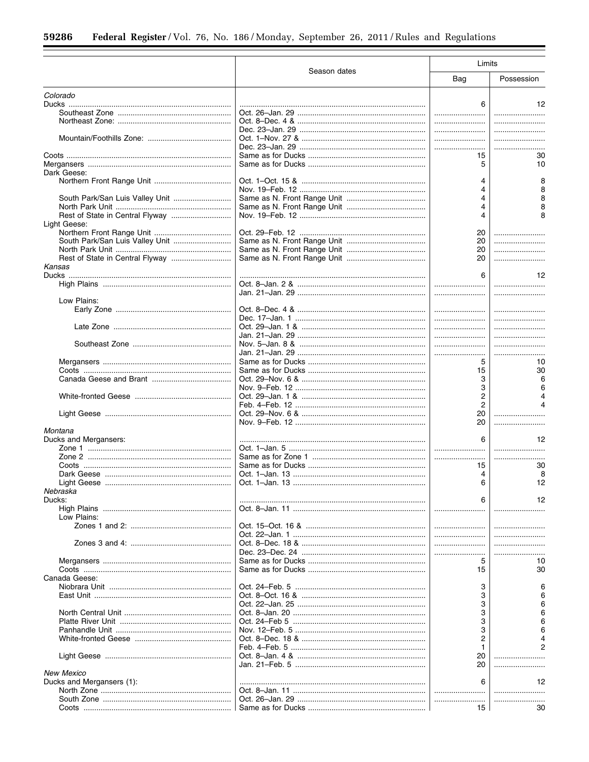| | Season dates | Limits | |
|---|---|---|---|
| | | Bag | Possession |
| *Colorado* | | | |
| Ducks | | 6 | 12 |
| Southeast Zone | Oct. 26–Jan. 29 | | |
| Northeast Zone: | Oct. 8–Dec. 4 & | | |
| | Dec. 23–Jan. 29 | | |
| Mountain/Foothills Zone: | Oct. 1–Nov. 27 & | | |
| | Dec. 23–Jan. 29 | | |
| Coots | Same as for Ducks | 15 | 30 |
| Mergansers | Same as for Ducks | 5 | 10 |
| Dark Geese: | | | |
| Northern Front Range Unit | Oct. 1–Oct. 15 & | 4 | 8 |
| | Nov. 19–Feb. 12 | 4 | 8 |
| South Park/San Luis Valley Unit | Same as N. Front Range Unit | 4 | 8 |
| North Park Unit | Same as N. Front Range Unit | 4 | 8 |
| Rest of State in Central Flyway | Nov. 19–Feb. 12 | 4 | 8 |
| Light Geese: | | | |
| Northern Front Range Unit | Oct. 29–Feb. 12 | 20 | |
| South Park/San Luis Valley Unit | Same as N. Front Range Unit | 20 | |
| North Park Unit | Same as N. Front Range Unit | 20 | |
| Rest of State in Central Flyway | Same as N. Front Range Unit | 20 | |
| *Kansas* | | | |
| Ducks | | 6 | 12 |
| High Plains | Oct. 8–Jan. 2 & | | |
| | Jan. 21–Jan. 29 | | |
| Low Plains: | | | |
| Early Zone | Oct. 8–Dec. 4 & | | |
| | Dec. 17–Jan. 1 | | |
| Late Zone | Oct. 29–Jan. 1 & | | |
| | Jan. 21–Jan. 29 | | |
| Southeast Zone | Nov. 5–Jan. 8 & | | |
| | Jan. 21–Jan. 29 | | |
| Mergansers | Same as for Ducks | 5 | 10 |
| Coots | Same as for Ducks | 15 | 30 |
| Canada Geese and Brant | Oct. 29–Nov. 6 & | 3 | 6 |
| | Nov. 9–Feb. 12 | 3 | 6 |
| White-fronted Geese | Oct. 29–Jan. 1 & | 2 | 4 |
| | Feb. 4–Feb. 12 | 2 | 4 |
| Light Geese | Oct. 29–Nov. 6 & | 20 | |
| | Nov. 9–Feb. 12 | 20 | |
| *Montana* | | | |
| Ducks and Mergansers: | | 6 | 12 |
| Zone 1 | Oct. 1–Jan. 5 | | |
| Zone 2 | Same as for Zone 1 | | |
| Coots | Same as for Ducks | 15 | 30 |
| Dark Geese | Oct. 1–Jan. 13 | 4 | 8 |
| Light Geese | Oct. 1–Jan. 13 | 6 | 12 |
| *Nebraska* | | | |
| Ducks: | | 6 | 12 |
| High Plains | Oct. 8–Jan. 11 | | |
| Low Plains: | | | |
| Zones 1 and 2: | Oct. 15–Oct. 16 & | | |
| | Oct. 22–Jan. 1 | | |
| Zones 3 and 4: | Oct. 8–Dec. 18 & | | |
| | Dec. 23–Dec. 24 | | |
| Mergansers | Same as for Ducks | 5 | 10 |
| Coots | Same as for Ducks | 15 | 30 |
| Canada Geese: | | | |
| Niobrara Unit | Oct. 24–Feb. 5 | 3 | 6 |
| East Unit | Oct. 8–Oct. 16 & | 3 | 6 |
| | Oct. 22–Jan. 25 | 3 | 6 |
| North Central Unit | Oct. 8–Jan. 20 | 3 | 6 |
| Platte River Unit | Oct. 24–Feb 5 | 3 | 6 |
| Panhandle Unit | Nov. 12–Feb. 5 | 3 | 6 |
| White-fronted Geese | Oct. 8–Dec. 18 & | 2 | 4 |
| | Feb. 4–Feb. 5 | 1 | 2 |
| Light Geese | Oct. 8–Jan. 4 & | 20 | |
| | Jan. 21–Feb. 5 | 20 | |
| *New Mexico* | | | |
| Ducks and Mergansers (1): | | 6 | 12 |
| North Zone | Oct. 8–Jan. 11 | | |
| South Zone | Oct. 26–Jan. 29 | | |
| Coots | Same as for Ducks | 15 | 30 |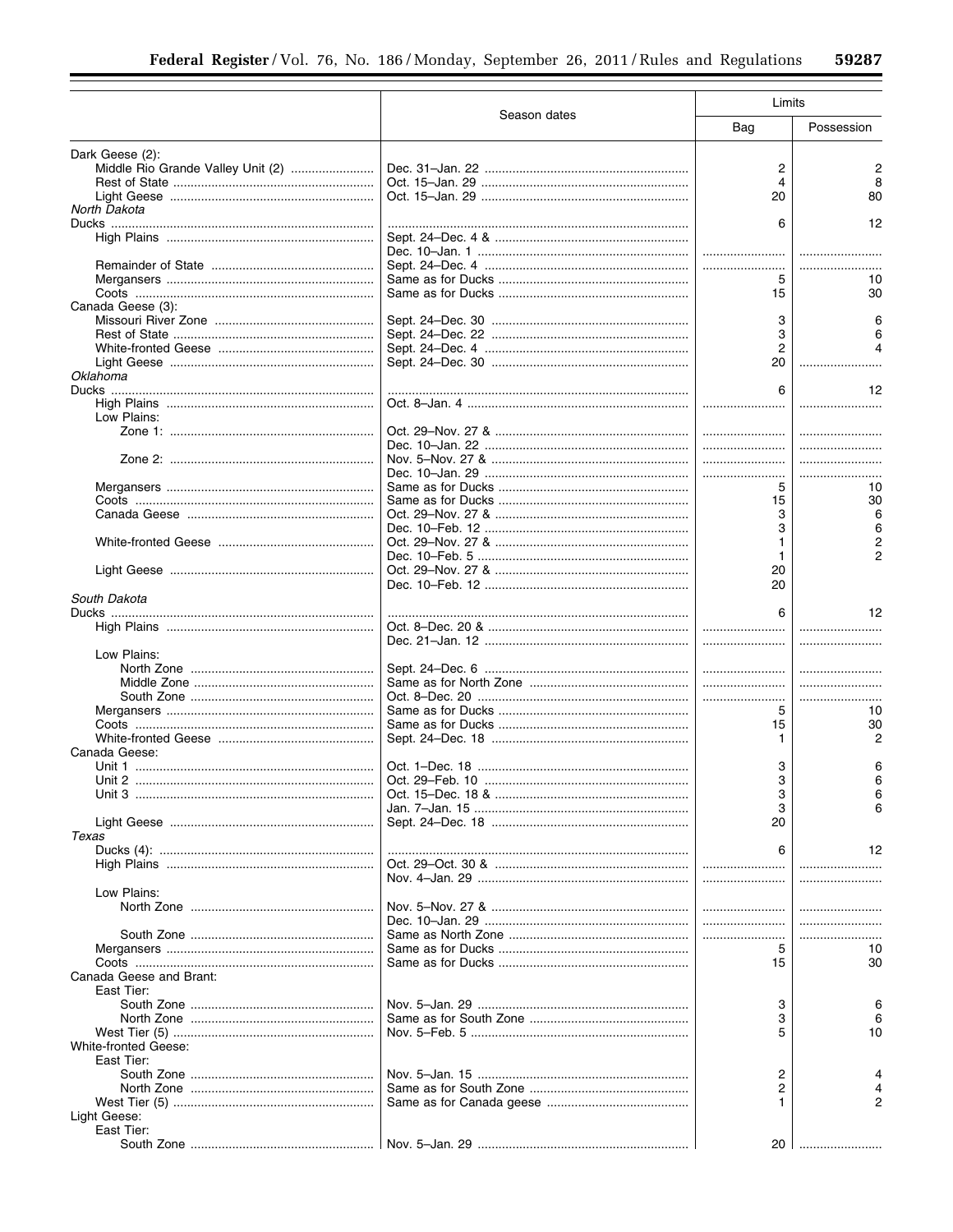| | Season dates | Limits | |
|---|---|---|---|
| | | Bag | Possession |
| Dark Geese (2): | | | |
| Middle Rio Grande Valley Unit (2) | Dec. 31–Jan. 22 | 2 | 2 |
| Rest of State | Oct. 15–Jan. 29 | 4 | 8 |
| Light Geese | Oct. 15–Jan. 29 | 20 | 80 |
| *North Dakota* | | | |
| Ducks | | 6 | 12 |
| High Plains | Sept. 24–Dec. 4 & | | |
| | Dec. 10–Jan. 1 | | |
| Remainder of State | Sept. 24–Dec. 4 | | |
| Mergansers | Same as for Ducks | 5 | 10 |
| Coots | Same as for Ducks | 15 | 30 |
| Canada Geese (3): | | | |
| Missouri River Zone | Sept. 24–Dec. 30 | 3 | 6 |
| Rest of State | Sept. 24–Dec. 22 | 3 | 6 |
| White-fronted Geese | Sept. 24–Dec. 4 | 2 | 4 |
| Light Geese | Sept. 24–Dec. 30 | 20 | |
| *Oklahoma* | | | |
| Ducks | | 6 | 12 |
| High Plains | Oct. 8–Jan. 4 | | |
| Low Plains: | | | |
| Zone 1: | Oct. 29–Nov. 27 & | | |
| | Dec. 10–Jan. 22 | | |
| Zone 2: | Nov. 5–Nov. 27 & | | |
| | Dec. 10–Jan. 29 | | |
| Mergansers | Same as for Ducks | 5 | 10 |
| Coots | Same as for Ducks | 15 | 30 |
| Canada Geese | Oct. 29–Nov. 27 & | 3 | 6 |
| | Dec. 10–Feb. 12 | 3 | 6 |
| White-fronted Geese | Oct. 29–Nov. 27 & | 1 | 2 |
| | Dec. 10–Feb. 5 | 1 | 2 |
| Light Geese | Oct. 29–Nov. 27 & | 20 | |
| | Dec. 10–Feb. 12 | 20 | |
| *South Dakota* | | | |
| Ducks | | 6 | 12 |
| High Plains | Oct. 8–Dec. 20 & | | |
| | Dec. 21–Jan. 12 | | |
| Low Plains: | | | |
| North Zone | Sept. 24–Dec. 6 | | |
| Middle Zone | Same as for North Zone | | |
| South Zone | Oct. 8–Dec. 20 | | |
| Mergansers | Same as for Ducks | 5 | 10 |
| Coots | Same as for Ducks | 15 | 30 |
| White-fronted Geese | Sept. 24–Dec. 18 | 1 | 2 |
| Canada Geese: | | | |
| Unit 1 | Oct. 1–Dec. 18 | 3 | 6 |
| Unit 2 | Oct. 29–Feb. 10 | 3 | 6 |
| Unit 3 | Oct. 15–Dec. 18 & | 3 | 6 |
| | Jan. 7–Jan. 15 | 3 | 6 |
| Light Geese | Sept. 24–Dec. 18 | 20 | |
| *Texas* | | | |
| Ducks (4): | | 6 | 12 |
| High Plains | Oct. 29–Oct. 30 & | | |
| | Nov. 4–Jan. 29 | | |
| Low Plains: | | | |
| North Zone | Nov. 5–Nov. 27 & | | |
| | Dec. 10–Jan. 29 | | |
| South Zone | Same as North Zone | | |
| Mergansers | Same as for Ducks | 5 | 10 |
| Coots | Same as for Ducks | 15 | 30 |
| Canada Geese and Brant: | | | |
| East Tier: | | | |
| South Zone | Nov. 5–Jan. 29 | 3 | 6 |
| North Zone | Same as for South Zone | 3 | 6 |
| West Tier (5) | Nov. 5–Feb. 5 | 5 | 10 |
| White-fronted Geese: | | | |
| East Tier: | | | |
| South Zone | Nov. 5–Jan. 15 | 2 | 4 |
| North Zone | Same as for South Zone | 2 | 4 |
| West Tier (5) | Same as for Canada geese | 1 | 2 |
| Light Geese: | | | |
| East Tier: | | | |
| South Zone | Nov. 5–Jan. 29 | 20 | |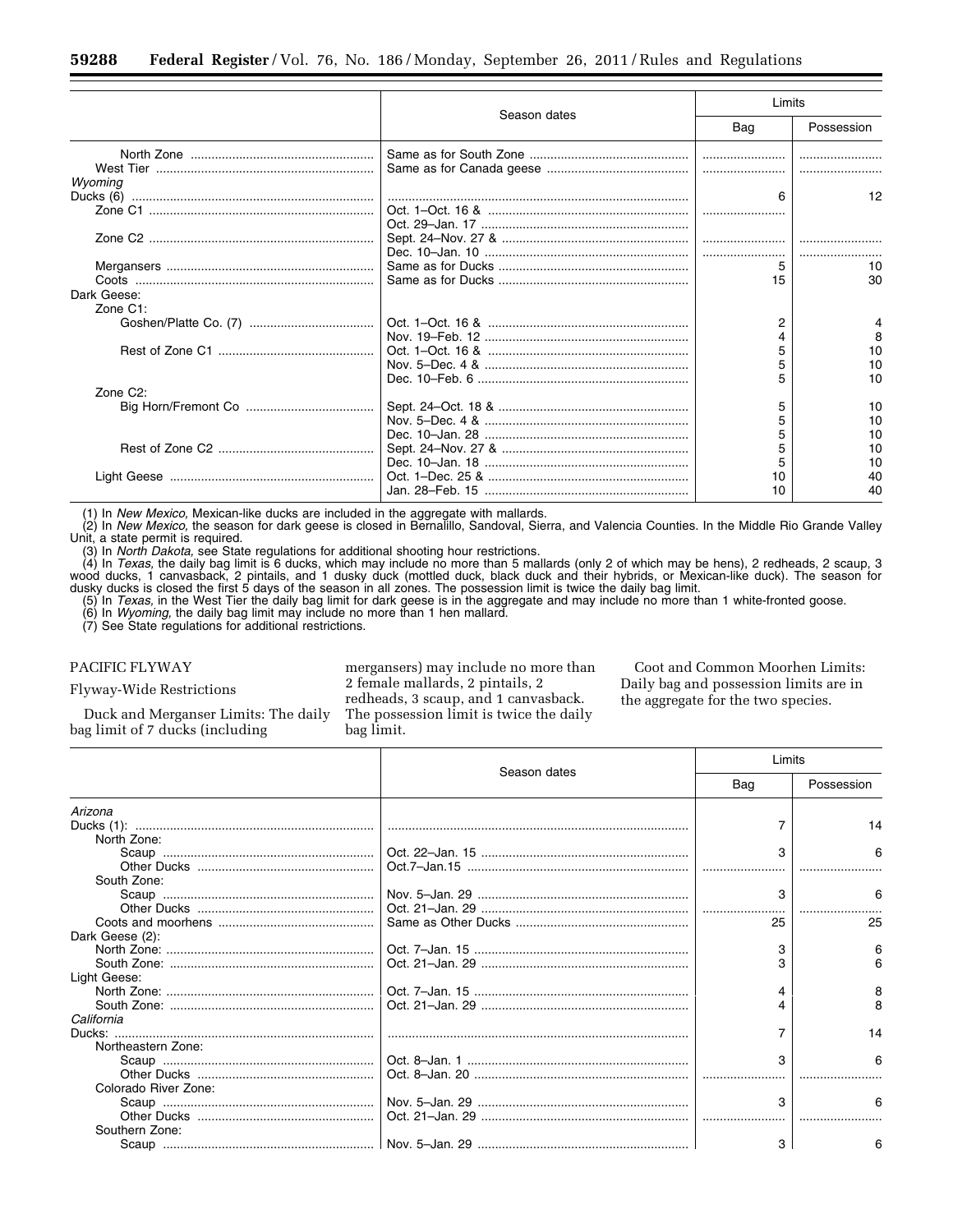|  | Season dates | Limits |  |
|---|---|---|---|
|  |  | Bag | Possession |
| North Zone | Same as for South Zone |  |  |
| West Tier | Same as for Canada geese |  |  |
| *Wyoming* |  |  |  |
| Ducks (6) |  | 6 | 12 |
| Zone C1 | Oct. 1–Oct. 16 & |  |  |
|  | Oct. 29–Jan. 17 |  |  |
| Zone C2 | Sept. 24–Nov. 27 & |  |  |
|  | Dec. 10–Jan. 10 |  |  |
| Mergansers | Same as for Ducks | 5 | 10 |
| Coots | Same as for Ducks | 15 | 30 |
| Dark Geese: |  |  |  |
| Zone C1: |  |  |  |
| Goshen/Platte Co. (7) | Oct. 1–Oct. 16 & | 2 | 4 |
|  | Nov. 19–Feb. 12 | 4 | 8 |
| Rest of Zone C1 | Oct. 1–Oct. 16 & | 5 | 10 |
|  | Nov. 5–Dec. 4 & | 5 | 10 |
|  | Dec. 10–Feb. 6 | 5 | 10 |
| Zone C2: |  |  |  |
| Big Horn/Fremont Co | Sept. 24–Oct. 18 & | 5 | 10 |
|  | Nov. 5–Dec. 4 & | 5 | 10 |
|  | Dec. 10–Jan. 28 | 5 | 10 |
| Rest of Zone C2 | Sept. 24–Nov. 27 & | 5 | 10 |
|  | Dec. 10–Jan. 18 | 5 | 10 |
| Light Geese | Oct. 1–Dec. 25 & | 10 | 40 |
|  | Jan. 28–Feb. 15 | 10 | 40 |

(1) In *New Mexico,* Mexican-like ducks are included in the aggregate with mallards.

(2) In *New Mexico,* the season for dark geese is closed in Bernalillo, Sandoval, Sierra, and Valencia Counties. In the Middle Rio Grande Valley Unit, a state permit is required.

(3) In *North Dakota,* see State regulations for additional shooting hour restrictions.

(4) In *Texas,* the daily bag limit is 6 ducks, which may include no more than 5 mallards (only 2 of which may be hens), 2 redheads, 2 scaup, 3 wood ducks, 1 canvasback, 2 pintails, and 1 dusky duck (mottled duck, black duck and their hybrids, or Mexican-like duck). The season for dusky ducks is closed the first 5 days of the season in all zones. The possession limit is twice the daily bag limit.

(5) In *Texas,* in the West Tier the daily bag limit for dark geese is in the aggregate and may include no more than 1 white-fronted goose.

(6) In *Wyoming,* the daily bag limit may include no more than 1 hen mallard.

(7) See State regulations for additional restrictions.

## PACIFIC FLYWAY

### Flyway-Wide Restrictions

Duck and Merganser Limits: The daily bag limit of 7 ducks (including mergansers) may include no more than 2 female mallards, 2 pintails, 2 redheads, 3 scaup, and 1 canvasback. The possession limit is twice the daily bag limit.

Coot and Common Moorhen Limits: Daily bag and possession limits are in the aggregate for the two species.

|  | Season dates | Limits |  |
|---|---|---|---|
|  |  | Bag | Possession |
| *Arizona* |  |  |  |
| Ducks (1): |  | 7 | 14 |
| North Zone: |  |  |  |
| Scaup | Oct. 22–Jan. 15 | 3 | 6 |
| Other Ducks | Oct.7–Jan.15 |  |  |
| South Zone: |  |  |  |
| Scaup | Nov. 5–Jan. 29 | 3 | 6 |
| Other Ducks | Oct. 21–Jan. 29 |  |  |
| Coots and moorhens | Same as Other Ducks | 25 | 25 |
| Dark Geese (2): |  |  |  |
| North Zone: | Oct. 7–Jan. 15 | 3 | 6 |
| South Zone: | Oct. 21–Jan. 29 | 3 | 6 |
| Light Geese: |  |  |  |
| North Zone: | Oct. 7–Jan. 15 | 4 | 8 |
| South Zone: | Oct. 21–Jan. 29 | 4 | 8 |
| *California* |  |  |  |
| Ducks: |  | 7 | 14 |
| Northeastern Zone: |  |  |  |
| Scaup | Oct. 8–Jan. 1 | 3 | 6 |
| Other Ducks | Oct. 8–Jan. 20 |  |  |
| Colorado River Zone: |  |  |  |
| Scaup | Nov. 5–Jan. 29 | 3 | 6 |
| Other Ducks | Oct. 21–Jan. 29 |  |  |
| Southern Zone: |  |  |  |
| Scaup | Nov. 5–Jan. 29 | 3 | 6 |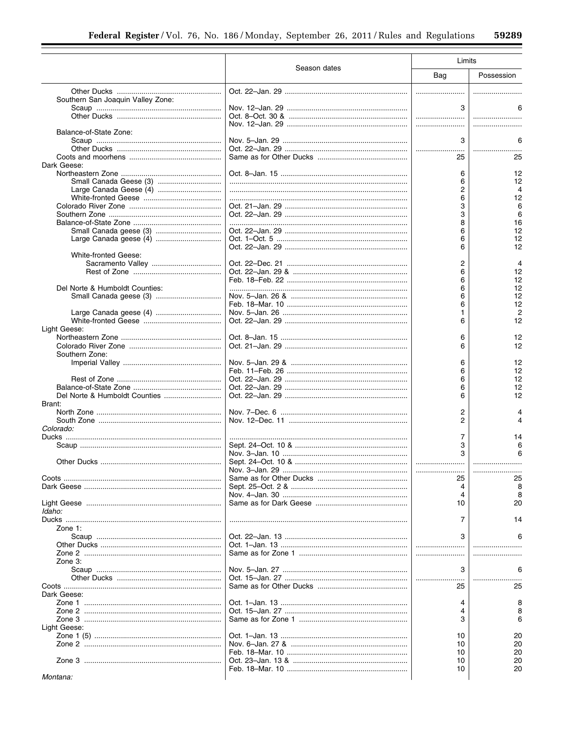| | Season dates | Limits | |
|---|---|---|---|
| | | Bag | Possession |
| Other Ducks | Oct. 22–Jan. 29 | | |
| Southern San Joaquin Valley Zone: | | | |
| Scaup | Nov. 12–Jan. 29 | 3 | 6 |
| Other Ducks | Oct. 8–Oct. 30 & | | |
| | Nov. 12–Jan. 29 | | |
| Balance-of-State Zone: | | | |
| Scaup | Nov. 5–Jan. 29 | 3 | 6 |
| Other Ducks | Oct. 22–Jan. 29 | | |
| Coots and moorhens | Same as for Other Ducks | 25 | 25 |
| Dark Geese: | | | |
| Northeastern Zone | Oct. 8–Jan. 15 | 6 | 12 |
| Small Canada Geese (3) | | 6 | 12 |
| Large Canada Geese (4) | | 2 | 4 |
| White-fronted Geese | | 6 | 12 |
| Colorado River Zone | Oct. 21–Jan. 29 | 3 | 6 |
| Southern Zone | Oct. 22–Jan. 29 | 3 | 6 |
| Balance-of-State Zone | | 8 | 16 |
| Small Canada geese (3) | Oct. 22–Jan. 29 | 6 | 12 |
| Large Canada geese (4) | Oct. 1–Oct. 5 | 6 | 12 |
| | Oct. 22–Jan. 29 | 6 | 12 |
| White-fronted Geese: | | | |
| Sacramento Valley | Oct. 22–Dec. 21 | 2 | 4 |
| Rest of Zone | Oct. 22–Jan. 29 & | 6 | 12 |
| | Feb. 18–Feb. 22 | 6 | 12 |
| Del Norte & Humboldt Counties: | | 6 | 12 |
| Small Canada geese (3) | Nov. 5–Jan. 26 & | 6 | 12 |
| | Feb. 18–Mar. 10 | 6 | 12 |
| Large Canada geese (4) | Nov. 5–Jan. 26 | 1 | 2 |
| White-fronted Geese | Oct. 22–Jan. 29 | 6 | 12 |
| Light Geese: | | | |
| Northeastern Zone | Oct. 8–Jan. 15 | 6 | 12 |
| Colorado River Zone | Oct. 21–Jan. 29 | 6 | 12 |
| Southern Zone: | | | |
| Imperial Valley | Nov. 5–Jan. 29 & | 6 | 12 |
| | Feb. 11–Feb. 26 | 6 | 12 |
| Rest of Zone | Oct. 22–Jan. 29 | 6 | 12 |
| Balance-of-State Zone | Oct. 22–Jan. 29 | 6 | 12 |
| Del Norte & Humboldt Counties | Oct. 22–Jan. 29 | 6 | 12 |
| Brant: | | | |
| North Zone | Nov. 7–Dec. 6 | 2 | 4 |
| South Zone | Nov. 12–Dec. 11 | 2 | 4 |
| *Colorado:* | | | |
| Ducks | | 7 | 14 |
| Scaup | Sept. 24–Oct. 10 & | 3 | 6 |
| | Nov. 3–Jan. 10 | 3 | 6 |
| Other Ducks | Sept. 24–Oct. 10 & | | |
| | Nov. 3–Jan. 29 | | |
| Coots | Same as for Other Ducks | 25 | 25 |
| Dark Geese | Sept. 25–Oct. 2 & | 4 | 8 |
| | Nov. 4–Jan. 30 | 4 | 8 |
| Light Geese | Same as for Dark Geese | 10 | 20 |
| *Idaho:* | | | |
| Ducks | | 7 | 14 |
| Zone 1: | | | |
| Scaup | Oct. 22–Jan. 13 | 3 | 6 |
| Other Ducks | Oct. 1–Jan. 13 | | |
| Zone 2 | Same as for Zone 1 | | |
| Zone 3: | | | |
| Scaup | Nov. 5–Jan. 27 | 3 | 6 |
| Other Ducks | Oct. 15–Jan. 27 | | |
| Coots | Same as for Other Ducks | 25 | 25 |
| Dark Geese: | | | |
| Zone 1 | Oct. 1–Jan. 13 | 4 | 8 |
| Zone 2 | Oct. 15–Jan. 27 | 4 | 8 |
| Zone 3 | Same as for Zone 1 | 3 | 6 |
| Light Geese: | | | |
| Zone 1 (5) | Oct. 1–Jan. 13 | 10 | 20 |
| Zone 2 | Nov. 6–Jan. 27 & | 10 | 20 |
| | Feb. 18–Mar. 10 | 10 | 20 |
| Zone 3 | Oct. 23–Jan. 13 & | 10 | 20 |
| | Feb. 18–Mar. 10 | 10 | 20 |
| *Montana:* | | | |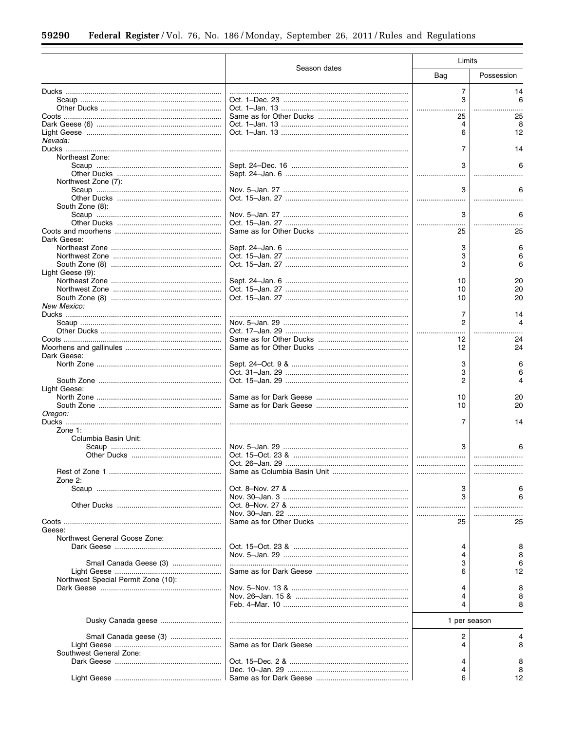| | Season dates | Limits | |
|---|---|---|---|
| | | Bag | Possession |
| Ducks | | 7 | 14 |
| Scaup | Oct. 1–Dec. 23 | 3 | 6 |
| Other Ducks | Oct. 1–Jan. 13 | | |
| Coots | Same as for Other Ducks | 25 | 25 |
| Dark Geese (6) | Oct. 1–Jan. 13 | 4 | 8 |
| Light Geese | Oct. 1–Jan. 13 | 6 | 12 |
| *Nevada:* | | | |
| Ducks | | 7 | 14 |
| Northeast Zone: | | | |
| Scaup | Sept. 24–Dec. 16 | 3 | 6 |
| Other Ducks | Sept. 24–Jan. 6 | | |
| Northwest Zone (7): | | | |
| Scaup | Nov. 5–Jan. 27 | 3 | 6 |
| Other Ducks | Oct. 15–Jan. 27 | | |
| South Zone (8): | | | |
| Scaup | Nov. 5–Jan. 27 | 3 | 6 |
| Other Ducks | Oct. 15–Jan. 27 | | |
| Coots and moorhens | Same as for Other Ducks | 25 | 25 |
| Dark Geese: | | | |
| Northeast Zone | Sept. 24–Jan. 6 | 3 | 6 |
| Northwest Zone | Oct. 15–Jan. 27 | 3 | 6 |
| South Zone (8) | Oct. 15–Jan. 27 | 3 | 6 |
| Light Geese (9): | | | |
| Northeast Zone | Sept. 24–Jan. 6 | 10 | 20 |
| Northwest Zone | Oct. 15–Jan. 27 | 10 | 20 |
| South Zone (8) | Oct. 15–Jan. 27 | 10 | 20 |
| *New Mexico:* | | | |
| Ducks | | 7 | 14 |
| Scaup | Nov. 5–Jan. 29 | 2 | 4 |
| Other Ducks | Oct. 17–Jan. 29 | | |
| Coots | Same as for Other Ducks | 12 | 24 |
| Moorhens and gallinules | Same as for Other Ducks | 12 | 24 |
| Dark Geese: | | | |
| North Zone | Sept. 24–Oct. 9 & | 3 | 6 |
| | Oct. 31–Jan. 29 | 3 | 6 |
| South Zone | Oct. 15–Jan. 29 | 2 | 4 |
| Light Geese: | | | |
| North Zone | Same as for Dark Geese | 10 | 20 |
| South Zone | Same as for Dark Geese | 10 | 20 |
| *Oregon:* | | | |
| Ducks | | 7 | 14 |
| Zone 1: | | | |
| Columbia Basin Unit: | | | |
| Scaup | Nov. 5–Jan. 29 | 3 | 6 |
| Other Ducks | Oct. 15–Oct. 23 & | | |
| | Oct. 26–Jan. 29 | | |
| Rest of Zone 1 | Same as Columbia Basin Unit | | |
| Zone 2: | | | |
| Scaup | Oct. 8–Nov. 27 & | 3 | 6 |
| | Nov. 30–Jan. 3 | 3 | 6 |
| Other Ducks | Oct. 8–Nov. 27 & | | |
| | Nov. 30–Jan. 22 | | |
| Coots | Same as for Other Ducks | 25 | 25 |
| Geese: | | | |
| Northwest General Goose Zone: | | | |
| Dark Geese | Oct. 15–Oct. 23 & | 4 | 8 |
| | Nov. 5–Jan. 29 | 4 | 8 |
| Small Canada Geese (3) | | 3 | 6 |
| Light Geese | Same as for Dark Geese | 6 | 12 |
| Northwest Special Permit Zone (10): | | | |
| Dark Geese | Nov. 5–Nov. 13 & | 4 | 8 |
| | Nov. 26–Jan. 15 & | 4 | 8 |
| | Feb. 4–Mar. 10 | 4 | 8 |
| Dusky Canada geese | | 1 per season | |
| Small Canada geese (3) | | 2 | 4 |
| Light Geese | Same as for Dark Geese | 4 | 8 |
| Southwest General Zone: | | | |
| Dark Geese | Oct. 15–Dec. 2 & | 4 | 8 |
| | Dec. 10–Jan. 29 | 4 | 8 |
| Light Geese | Same as for Dark Geese | 6 | 12 |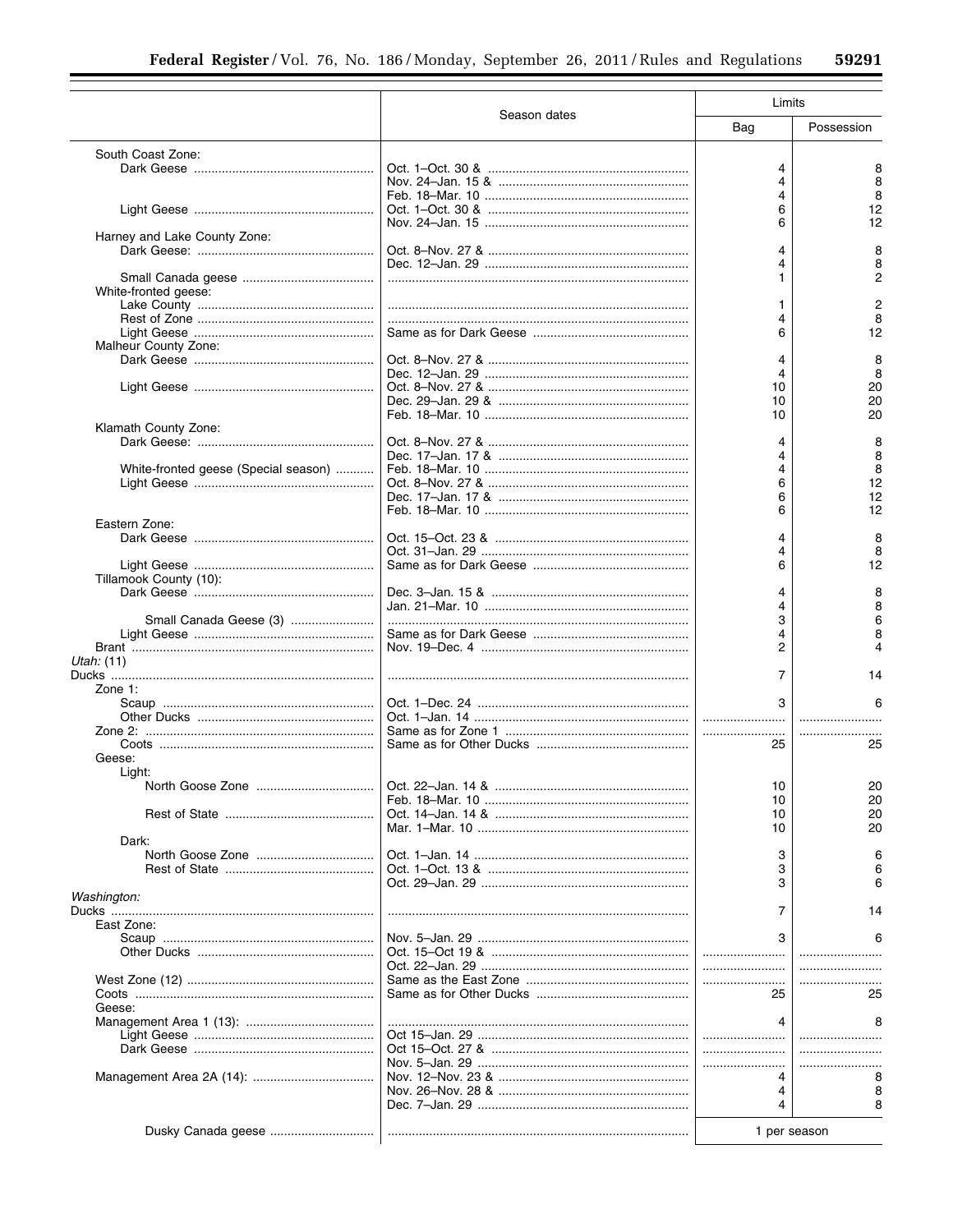| | Season dates | Limits | |
|---|---|---|---|
| | | Bag | Possession |
| South Coast Zone: | | | |
| Dark Geese | Oct. 1–Oct. 30 & | 4 | 8 |
| | Nov. 24–Jan. 15 & | 4 | 8 |
| | Feb. 18–Mar. 10 | 4 | 8 |
| Light Geese | Oct. 1–Oct. 30 & | 6 | 12 |
| | Nov. 24–Jan. 15 | 6 | 12 |
| Harney and Lake County Zone: | | | |
| Dark Geese: | Oct. 8–Nov. 27 & | 4 | 8 |
| | Dec. 12–Jan. 29 | 4 | 8 |
| Small Canada geese | | 1 | 2 |
| White-fronted geese: | | | |
| Lake County | | 1 | 2 |
| Rest of Zone | | 4 | 8 |
| Light Geese | Same as for Dark Geese | 6 | 12 |
| Malheur County Zone: | | | |
| Dark Geese | Oct. 8–Nov. 27 & | 4 | 8 |
| | Dec. 12–Jan. 29 | 4 | 8 |
| Light Geese | Oct. 8–Nov. 27 & | 10 | 20 |
| | Dec. 29–Jan. 29 & | 10 | 20 |
| | Feb. 18–Mar. 10 | 10 | 20 |
| Klamath County Zone: | | | |
| Dark Geese: | Oct. 8–Nov. 27 & | 4 | 8 |
| | Dec. 17–Jan. 17 & | 4 | 8 |
| White-fronted geese (Special season) | Feb. 18–Mar. 10 | 4 | 8 |
| Light Geese | Oct. 8–Nov. 27 & | 6 | 12 |
| | Dec. 17–Jan. 17 & | 6 | 12 |
| | Feb. 18–Mar. 10 | 6 | 12 |
| Eastern Zone: | | | |
| Dark Geese | Oct. 15–Oct. 23 & | 4 | 8 |
| | Oct. 31–Jan. 29 | 4 | 8 |
| Light Geese | Same as for Dark Geese | 6 | 12 |
| Tillamook County (10): | | | |
| Dark Geese | Dec. 3–Jan. 15 & | 4 | 8 |
| | Jan. 21–Mar. 10 | 4 | 8 |
| Small Canada Geese (3) | | 3 | 6 |
| Light Geese | Same as for Dark Geese | 4 | 8 |
| Brant | Nov. 19–Dec. 4 | 2 | 4 |
| *Utah:* (11) | | | |
| Ducks | | 7 | 14 |
| Zone 1: | | | |
| Scaup | Oct. 1–Dec. 24 | 3 | 6 |
| Other Ducks | Oct. 1–Jan. 14 | | |
| Zone 2: | Same as for Zone 1 | | |
| Coots | Same as for Other Ducks | 25 | 25 |
| Geese: | | | |
| Light: | | | |
| North Goose Zone | Oct. 22–Jan. 14 & | 10 | 20 |
| | Feb. 18–Mar. 10 | 10 | 20 |
| Rest of State | Oct. 14–Jan. 14 & | 10 | 20 |
| | Mar. 1–Mar. 10 | 10 | 20 |
| Dark: | | | |
| North Goose Zone | Oct. 1–Jan. 14 | 3 | 6 |
| Rest of State | Oct. 1–Oct. 13 & | 3 | 6 |
| | Oct. 29–Jan. 29 | 3 | 6 |
| *Washington:* | | | |
| Ducks | | 7 | 14 |
| East Zone: | | | |
| Scaup | Nov. 5–Jan. 29 | 3 | 6 |
| Other Ducks | Oct. 15–Oct 19 & | | |
| | Oct. 22–Jan. 29 | | |
| West Zone (12) | Same as the East Zone | | |
| Coots | Same as for Other Ducks | 25 | 25 |
| Geese: | | | |
| Management Area 1 (13): | | 4 | 8 |
| Light Geese | Oct 15–Jan. 29 | | |
| Dark Geese | Oct 15–Oct. 27 & | | |
| | Nov. 5–Jan. 29 | | |
| Management Area 2A (14): | Nov. 12–Nov. 23 & | 4 | 8 |
| | Nov. 26–Nov. 28 & | 4 | 8 |
| | Dec. 7–Jan. 29 | 4 | 8 |
| Dusky Canada geese | | 1 per season | |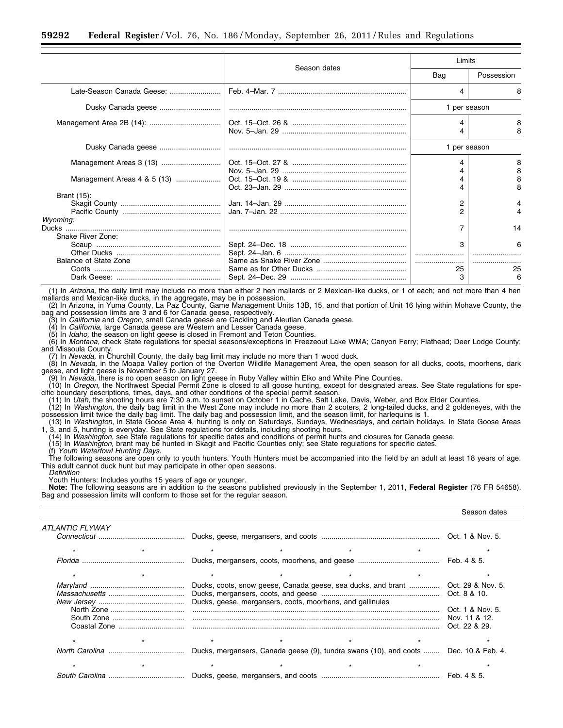| | Season dates | Limits | |
|---|---|---|---|
| | | Bag | Possession |
| Late-Season Canada Geese: | Feb. 4–Mar. 7 | 4 | 8 |
| Dusky Canada geese | | 1 per season | |
| Management Area 2B (14): | Oct. 15–Oct. 26 & | 4 | 8 |
| | Nov. 5–Jan. 29 | 4 | 8 |
| Dusky Canada geese | | 1 per season | |
| Management Areas 3 (13) | Oct. 15–Oct. 27 & | 4 | 8 |
| | Nov. 5–Jan. 29 | 4 | 8 |
| Management Areas 4 & 5 (13) | Oct. 15–Oct. 19 & | 4 | 8 |
| | Oct. 23–Jan. 29 | 4 | 8 |
| Brant (15): | | | |
| Skagit County | Jan. 14–Jan. 29 | 2 | 4 |
| Pacific County | Jan. 7–Jan. 22 | 2 | 4 |
| *Wyoming:* | | | |
| Ducks | | 7 | 14 |
| Snake River Zone: | | | |
| Scaup | Sept. 24–Dec. 18 | 3 | 6 |
| Other Ducks | Sept. 24–Jan. 6 | | |
| Balance of State Zone | Same as Snake River Zone | | |
| Coots | Same as for Other Ducks | 25 | 25 |
| Dark Geese: | Sept. 24–Dec. 29 | 3 | 6 |

(1) In *Arizona,* the daily limit may include no more than either 2 hen mallards or 2 Mexican-like ducks, or 1 of each; and not more than 4 hen mallards and Mexican-like ducks, in the aggregate, may be in possession.

(2) In Arizona, in Yuma County, La Paz County, Game Management Units 13B, 15, and that portion of Unit 16 lying within Mohave County, the bag and possession limits are 3 and 6 for Canada geese, respectively.

(3) In *California* and *Oregon,* small Canada geese are Cackling and Aleutian Canada geese.

(4) In *California,* large Canada geese are Western and Lesser Canada geese.

(5) In *Idaho,* the season on light geese is closed in Fremont and Teton Counties.

(6) In *Montana,* check State regulations for special seasons/exceptions in Freezeout Lake WMA; Canyon Ferry; Flathead; Deer Lodge County; and Missoula County.

(7) In *Nevada,* in Churchill County, the daily bag limit may include no more than 1 wood duck.

(8) In *Nevada,* in the Moapa Valley portion of the Overton Wildlife Management Area, the open season for all ducks, coots, moorhens, dark geese, and light geese is November 5 to January 27.

(9) In *Nevada,* there is no open season on light geese in Ruby Valley within Elko and White Pine Counties.

(10) In *Oregon,* the Northwest Special Permit Zone is closed to all goose hunting, except for designated areas. See State regulations for specific boundary descriptions, times, days, and other conditions of the special permit season.

(11) In *Utah,* the shooting hours are 7:30 a.m. to sunset on October 1 in Cache, Salt Lake, Davis, Weber, and Box Elder Counties.

(12) In *Washington,* the daily bag limit in the West Zone may include no more than 2 scoters, 2 long-tailed ducks, and 2 goldeneyes, with the possession limit twice the daily bag limit. The daily bag and possession limit, and the season limit, for harlequins is 1.

(13) In *Washington,* in State Goose Area 4, hunting is only on Saturdays, Sundays, Wednesdays, and certain holidays. In State Goose Areas 1, 3, and 5, hunting is everyday. See State regulations for details, including shooting hours.

(14) In *Washington,* see State regulations for specific dates and conditions of permit hunts and closures for Canada geese.

(15) In *Washington,* brant may be hunted in Skagit and Pacific Counties only; see State regulations for specific dates.

(f) *Youth Waterfowl Hunting Days.*

The following seasons are open only to youth hunters. Youth Hunters must be accompanied into the field by an adult at least 18 years of age. This adult cannot duck hunt but may participate in other open seasons.

*Definition*

Youth Hunters: Includes youths 15 years of age or younger.

**Note:** The following seasons are in addition to the seasons published previously in the September 1, 2011, **Federal Register** (76 FR 54658). Bag and possession limits will conform to those set for the regular season.

| | | Season dates |
|---|---|---|
| *ATLANTIC FLYWAY* | | |
| *Connecticut* | Ducks, geese, mergansers, and coots | Oct. 1 & Nov. 5. |
| * * * | * * * | * |
| *Florida* | Ducks, mergansers, coots, moorhens, and geese | Feb. 4 & 5. |
| * * * | * * * | * |
| *Maryland* | Ducks, coots, snow geese, Canada geese, sea ducks, and brant | Oct. 29 & Nov. 5. |
| *Massachusetts* | Ducks, mergansers, coots, and geese | Oct. 8 & 10. |
| *New Jersey* | Ducks, geese, mergansers, coots, moorhens, and gallinules | |
| North Zone | | Oct. 1 & Nov. 5. |
| South Zone | | Nov. 11 & 12. |
| Coastal Zone | | Oct. 22 & 29. |
| * * * | * * * | * |
| *North Carolina* | Ducks, mergansers, Canada geese (9), tundra swans (10), and coots | Dec. 10 & Feb. 4. |
| * * * | * * * | * |
| *South Carolina* | Ducks, geese, mergansers, and coots | Feb. 4 & 5. |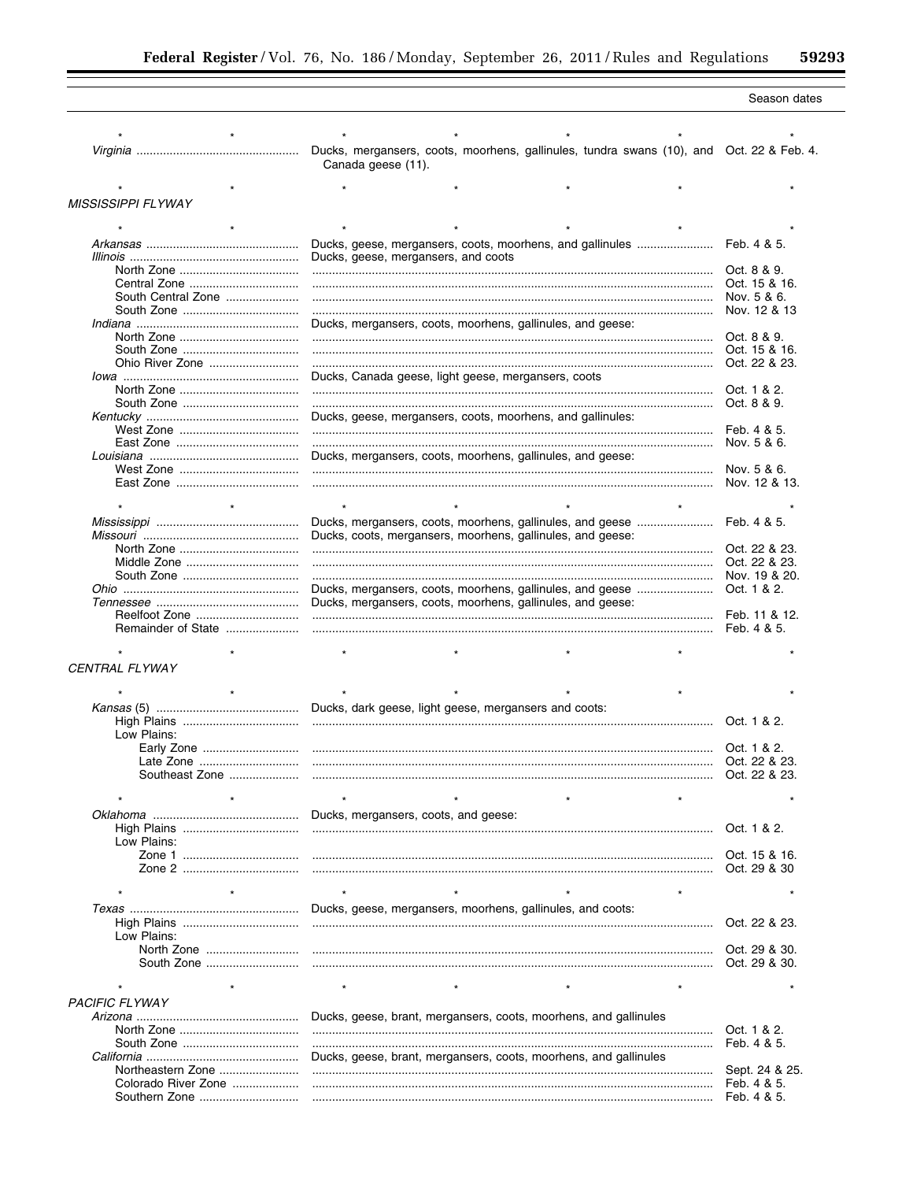| | | Season dates |
|---|---|---|
| * * | * * * * * | * |
| *Virginia* | Ducks, mergansers, coots, moorhens, gallinules, tundra swans (10), and Canada geese (11). | Oct. 22 & Feb. 4. |
| * * | * * * * * | * |
| *MISSISSIPPI FLYWAY* | | |
| * * | * * * * * | * |
| *Arkansas* | Ducks, geese, mergansers, coots, moorhens, and gallinules | Feb. 4 & 5. |
| *Illinois* | Ducks, geese, mergansers, and coots | |
| North Zone | | Oct. 8 & 9. |
| Central Zone | | Oct. 15 & 16. |
| South Central Zone | | Nov. 5 & 6. |
| South Zone | | Nov. 12 & 13 |
| *Indiana* | Ducks, mergansers, coots, moorhens, gallinules, and geese: | |
| North Zone | | Oct. 8 & 9. |
| South Zone | | Oct. 15 & 16. |
| Ohio River Zone | | Oct. 22 & 23. |
| *Iowa* | Ducks, Canada geese, light geese, mergansers, coots | |
| North Zone | | Oct. 1 & 2. |
| South Zone | | Oct. 8 & 9. |
| *Kentucky* | Ducks, geese, mergansers, coots, moorhens, and gallinules: | |
| West Zone | | Feb. 4 & 5. |
| East Zone | | Nov. 5 & 6. |
| *Louisiana* | Ducks, mergansers, coots, moorhens, gallinules, and geese: | |
| West Zone | | Nov. 5 & 6. |
| East Zone | | Nov. 12 & 13. |
| * * | * * * * * | * |
| *Mississippi* | Ducks, mergansers, coots, moorhens, gallinules, and geese | Feb. 4 & 5. |
| *Missouri* | Ducks, coots, mergansers, moorhens, gallinules, and geese: | |
| North Zone | | Oct. 22 & 23. |
| Middle Zone | | Oct. 22 & 23. |
| South Zone | | Nov. 19 & 20. |
| *Ohio* | Ducks, mergansers, coots, moorhens, gallinules, and geese | Oct. 1 & 2. |
| *Tennessee* | Ducks, mergansers, coots, moorhens, gallinules, and geese: | |
| Reelfoot Zone | | Feb. 11 & 12. |
| Remainder of State | | Feb. 4 & 5. |
| * * | * * * * * | * |
| *CENTRAL FLYWAY* | | |
| * * | * * * * * | * |
| *Kansas* (5) | Ducks, dark geese, light geese, mergansers and coots: | |
| High Plains | | Oct. 1 & 2. |
| Low Plains: | | |
| Early Zone | | Oct. 1 & 2. |
| Late Zone | | Oct. 22 & 23. |
| Southeast Zone | | Oct. 22 & 23. |
| * * | * * * * * | * |
| *Oklahoma* | Ducks, mergansers, coots, and geese: | |
| High Plains | | Oct. 1 & 2. |
| Low Plains: | | |
| Zone 1 | | Oct. 15 & 16. |
| Zone 2 | | Oct. 29 & 30 |
| * * | * * * * * | * |
| *Texas* | Ducks, geese, mergansers, moorhens, gallinules, and coots: | |
| High Plains | | Oct. 22 & 23. |
| Low Plains: | | |
| North Zone | | Oct. 29 & 30. |
| South Zone | | Oct. 29 & 30. |
| * * | * * * * * | * |
| *PACIFIC FLYWAY* | | |
| *Arizona* | Ducks, geese, brant, mergansers, coots, moorhens, and gallinules | |
| North Zone | | Oct. 1 & 2. |
| South Zone | | Feb. 4 & 5. |
| *California* | Ducks, geese, brant, mergansers, coots, moorhens, and gallinules | |
| Northeastern Zone | | Sept. 24 & 25. |
| Colorado River Zone | | Feb. 4 & 5. |
| Southern Zone | | Feb. 4 & 5. |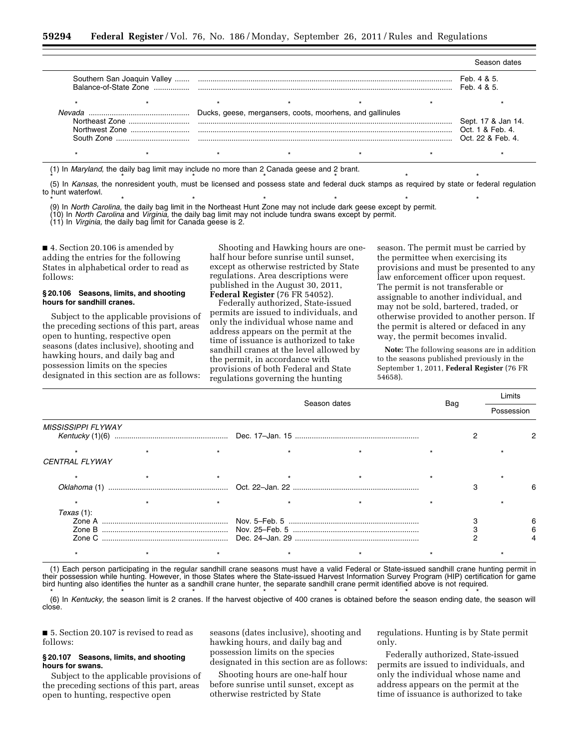| | | Season dates |
|---|---|---|
| Southern San Joaquin Valley | | Feb. 4 & 5. |
| Balance-of-State Zone | | Feb. 4 & 5. |
| * * * | * * * | * |
| *Nevada* | Ducks, geese, mergansers, coots, moorhens, and gallinules | |
| Northeast Zone | | Sept. 17 & Jan 14. |
| Northwest Zone | | Oct. 1 & Feb. 4. |
| South Zone | | Oct. 22 & Feb. 4. |
| * * * | * * * | * |

(1) In *Maryland,* the daily bag limit may include no more than 2 Canada geese and 2 brant.

\* \* \* \* \* \* \*

(5) In *Kansas,* the nonresident youth, must be licensed and possess state and federal duck stamps as required by state or federal regulation to hunt waterfowl.

\* \* \* \* \* \* \*

(9) In *North Carolina,* the daily bag limit in the Northeast Hunt Zone may not include dark geese except by permit.

(10) In *North Carolina* and *Virginia,* the daily bag limit may not include tundra swans except by permit.

(11) In *Virginia,* the daily bag limit for Canada geese is 2.

■ 4. Section 20.106 is amended by adding the entries for the following States in alphabetical order to read as follows:

### § 20.106 Seasons, limits, and shooting hours for sandhill cranes.

Subject to the applicable provisions of the preceding sections of this part, areas open to hunting, respective open seasons (dates inclusive), shooting and hawking hours, and daily bag and possession limits on the species designated in this section are as follows:

Shooting and Hawking hours are one-half hour before sunrise until sunset, except as otherwise restricted by State regulations. Area descriptions were published in the August 30, 2011, **Federal Register** (76 FR 54052).

Federally authorized, State-issued permits are issued to individuals, and only the individual whose name and address appears on the permit at the time of issuance is authorized to take sandhill cranes at the level allowed by the permit, in accordance with provisions of both Federal and State regulations governing the hunting season. The permit must be carried by the permittee when exercising its provisions and must be presented to any law enforcement officer upon request. The permit is not transferable or assignable to another individual, and may not be sold, bartered, traded, or otherwise provided to another person. If the permit is altered or defaced in any way, the permit becomes invalid.

**Note:** The following seasons are in addition to the seasons published previously in the September 1, 2011, **Federal Register** (76 FR 54658).

| | Season dates | Bag | Limits Possession |
|---|---|---|---|
| *MISSISSIPPI FLYWAY* | | | |
| *Kentucky* (1)(6) | Dec. 17–Jan. 15 | 2 | 2 |
| * * * | * * | * | * |
| *CENTRAL FLYWAY* | | | |
| * * * | * * | * | * |
| *Oklahoma* (1) | Oct. 22–Jan. 22 | 3 | 6 |
| * * * | * * | * | * |
| *Texas* (1): | | | |
| Zone A | Nov. 5–Feb. 5 | 3 | 6 |
| Zone B | Nov. 25–Feb. 5 | 3 | 6 |
| Zone C | Dec. 24–Jan. 29 | 2 | 4 |
| * * * | * * | * | * |

(1) Each person participating in the regular sandhill crane seasons must have a valid Federal or State-issued sandhill crane hunting permit in their possession while hunting. However, in those States where the State-issued Harvest Information Survey Program (HIP) certification for game bird hunting also identifies the hunter as a sandhill crane hunter, the separate sandhill crane permit identified above is not required.

\* \* \* \* \* \* \*

(6) In *Kentucky,* the season limit is 2 cranes. If the harvest objective of 400 cranes is obtained before the season ending date, the season will close.

■ 5. Section 20.107 is revised to read as follows:

### § 20.107 Seasons, limits, and shooting hours for swans.

Subject to the applicable provisions of the preceding sections of this part, areas open to hunting, respective open seasons (dates inclusive), shooting and hawking hours, and daily bag and possession limits on the species designated in this section are as follows:

Shooting hours are one-half hour before sunrise until sunset, except as otherwise restricted by State regulations. Hunting is by State permit only.

Federally authorized, State-issued permits are issued to individuals, and only the individual whose name and address appears on the permit at the time of issuance is authorized to take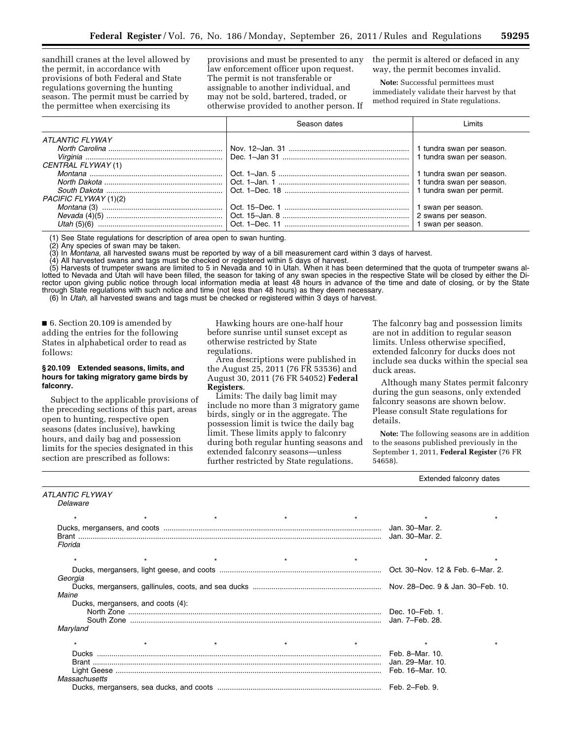sandhill cranes at the level allowed by the permit, in accordance with provisions of both Federal and State regulations governing the hunting season. The permit must be carried by the permittee when exercising its provisions and must be presented to any law enforcement officer upon request. The permit is not transferable or assignable to another individual, and may not be sold, bartered, traded, or otherwise provided to another person. If the permit is altered or defaced in any way, the permit becomes invalid.

**Note:** Successful permittees must immediately validate their harvest by that method required in State regulations.

| | Season dates | Limits |
|---|---|---|
| *ATLANTIC FLYWAY* | | |
| *North Carolina* | Nov. 12–Jan. 31 | 1 tundra swan per season. |
| *Virginia* | Dec. 1–Jan 31 | 1 tundra swan per season. |
| *CENTRAL FLYWAY* (1) | | |
| *Montana* | Oct. 1–Jan. 5 | 1 tundra swan per season. |
| *North Dakota* | Oct. 1–Jan. 1 | 1 tundra swan per season. |
| *South Dakota* | Oct. 1–Dec. 18 | 1 tundra swan per permit. |
| *PACIFIC FLYWAY* (1)(2) | | |
| *Montana* (3) | Oct. 15–Dec. 1 | 1 swan per season. |
| *Nevada* (4)(5) | Oct. 15–Jan. 8 | 2 swans per season. |
| *Utah* (5)(6) | Oct. 1–Dec. 11 | 1 swan per season. |

(1) See State regulations for description of area open to swan hunting.
(2) Any species of swan may be taken.
(3) In *Montana,* all harvested swans must be reported by way of a bill measurement card within 3 days of harvest.
(4) All harvested swans and tags must be checked or registered within 5 days of harvest.
(5) Harvests of trumpeter swans are limited to 5 in Nevada and 10 in Utah. When it has been determined that the quota of trumpeter swans allotted to Nevada and Utah will have been filled, the season for taking of any swan species in the respective State will be closed by either the Director upon giving public notice through local information media at least 48 hours in advance of the time and date of closing, or by the State through State regulations with such notice and time (not less than 48 hours) as they deem necessary.
(6) In *Utah,* all harvested swans and tags must be checked or registered within 3 days of harvest.

■ 6. Section 20.109 is amended by adding the entries for the following States in alphabetical order to read as follows:

### § 20.109 Extended seasons, limits, and hours for taking migratory game birds by falconry.

Subject to the applicable provisions of the preceding sections of this part, areas open to hunting, respective open seasons (dates inclusive), hawking hours, and daily bag and possession limits for the species designated in this section are prescribed as follows:

Hawking hours are one-half hour before sunrise until sunset except as otherwise restricted by State regulations.

Area descriptions were published in the August 25, 2011 (76 FR 53536) and August 30, 2011 (76 FR 54052) **Federal Registers**.

Limits: The daily bag limit may include no more than 3 migratory game birds, singly or in the aggregate. The possession limit is twice the daily bag limit. These limits apply to falconry during both regular hunting seasons and extended falconry seasons—unless further restricted by State regulations. The falconry bag and possession limits are not in addition to regular season limits. Unless otherwise specified, extended falconry for ducks does not include sea ducks within the special sea duck areas.

Although many States permit falconry during the gun seasons, only extended falconry seasons are shown below. Please consult State regulations for details.

**Note:** The following seasons are in addition to the seasons published previously in the September 1, 2011, **Federal Register** (76 FR 54658).

| | Extended falconry dates |
|---|---|
| *ATLANTIC FLYWAY* | |
| *Delaware* | |
| * * * * * | * * |
| Ducks, mergansers, and coots | Jan. 30–Mar. 2. |
| Brant | Jan. 30–Mar. 2. |
| *Florida* | |
| * * * * * | * * |
| Ducks, mergansers, light geese, and coots | Oct. 30–Nov. 12 & Feb. 6–Mar. 2. |
| *Georgia* | |
| Ducks, mergansers, gallinules, coots, and sea ducks | Nov. 28–Dec. 9 & Jan. 30–Feb. 10. |
| *Maine* | |
| Ducks, mergansers, and coots (4): | |
| North Zone | Dec. 10–Feb. 1. |
| South Zone | Jan. 7–Feb. 28. |
| *Maryland* | |
| * * * * * | * * |
| Ducks | Feb. 8–Mar. 10. |
| Brant | Jan. 29–Mar. 10. |
| Light Geese | Feb. 16–Mar. 10. |
| *Massachusetts* | |
| Ducks, mergansers, sea ducks, and coots | Feb. 2–Feb. 9. |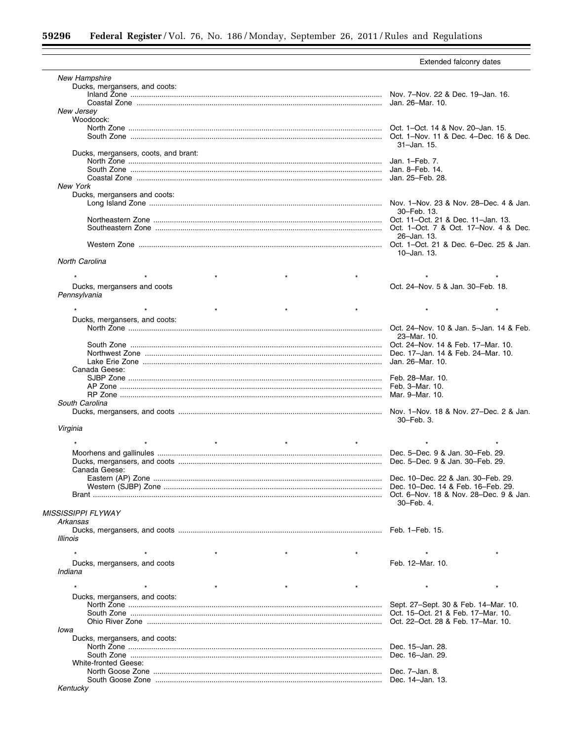| | Extended falconry dates |
|---|---|
| *New Hampshire* | |
| Ducks, mergansers, and coots: | |
| Inland Zone | Nov. 7–Nov. 22 & Dec. 19–Jan. 16. |
| Coastal Zone | Jan. 26–Mar. 10. |
| *New Jersey* | |
| Woodcock: | |
| North Zone | Oct. 1–Oct. 14 & Nov. 20–Jan. 15. |
| South Zone | Oct. 1–Nov. 11 & Dec. 4–Dec. 16 & Dec. 31–Jan. 15. |
| Ducks, mergansers, coots, and brant: | |
| North Zone | Jan. 1–Feb. 7. |
| South Zone | Jan. 8–Feb. 14. |
| Coastal Zone | Jan. 25–Feb. 28. |
| *New York* | |
| Ducks, mergansers and coots: | |
| Long Island Zone | Nov. 1–Nov. 23 & Nov. 28–Dec. 4 & Jan. 30–Feb. 13. |
| Northeastern Zone | Oct. 11–Oct. 21 & Dec. 11–Jan. 13. |
| Southeastern Zone | Oct. 1–Oct. 7 & Oct. 17–Nov. 4 & Dec. 26–Jan. 13. |
| Western Zone | Oct. 1–Oct. 21 & Dec. 6–Dec. 25 & Jan. 10–Jan. 13. |
| *North Carolina* | |
| * * * * * | * * |
| Ducks, mergansers and coots | Oct. 24–Nov. 5 & Jan. 30–Feb. 18. |
| *Pennsylvania* | |
| * * * * * | * * |
| Ducks, mergansers, and coots: | |
| North Zone | Oct. 24–Nov. 10 & Jan. 5–Jan. 14 & Feb. 23–Mar. 10. |
| South Zone | Oct. 24–Nov. 14 & Feb. 17–Mar. 10. |
| Northwest Zone | Dec. 17–Jan. 14 & Feb. 24–Mar. 10. |
| Lake Erie Zone | Jan. 26–Mar. 10. |
| Canada Geese: | |
| SJBP Zone | Feb. 28–Mar. 10. |
| AP Zone | Feb. 3–Mar. 10. |
| RP Zone | Mar. 9–Mar. 10. |
| *South Carolina* | |
| Ducks, mergansers, and coots | Nov. 1–Nov. 18 & Nov. 27–Dec. 2 & Jan. 30–Feb. 3. |
| *Virginia* | |
| * * * * * | * * |
| Moorhens and gallinules | Dec. 5–Dec. 9 & Jan. 30–Feb. 29. |
| Ducks, mergansers, and coots | Dec. 5–Dec. 9 & Jan. 30–Feb. 29. |
| Canada Geese: | |
| Eastern (AP) Zone | Dec. 10–Dec. 22 & Jan. 30–Feb. 29. |
| Western (SJBP) Zone | Dec. 10–Dec. 14 & Feb. 16–Feb. 29. |
| Brant | Oct. 6–Nov. 18 & Nov. 28–Dec. 9 & Jan. 30–Feb. 4. |
| *MISSISSIPPI FLYWAY* | |
| *Arkansas* | |
| Ducks, mergansers, and coots | Feb. 1–Feb. 15. |
| *Illinois* | |
| * * * * * | * * |
| Ducks, mergansers, and coots | Feb. 12–Mar. 10. |
| *Indiana* | |
| * * * * * | * * |
| Ducks, mergansers, and coots: | |
| North Zone | Sept. 27–Sept. 30 & Feb. 14–Mar. 10. |
| South Zone | Oct. 15–Oct. 21 & Feb. 17–Mar. 10. |
| Ohio River Zone | Oct. 22–Oct. 28 & Feb. 17–Mar. 10. |
| *Iowa* | |
| Ducks, mergansers, and coots: | |
| North Zone | Dec. 15–Jan. 28. |
| South Zone | Dec. 16–Jan. 29. |
| White-fronted Geese: | |
| North Goose Zone | Dec. 7–Jan. 8. |
| South Goose Zone | Dec. 14–Jan. 13. |
| *Kentucky* | |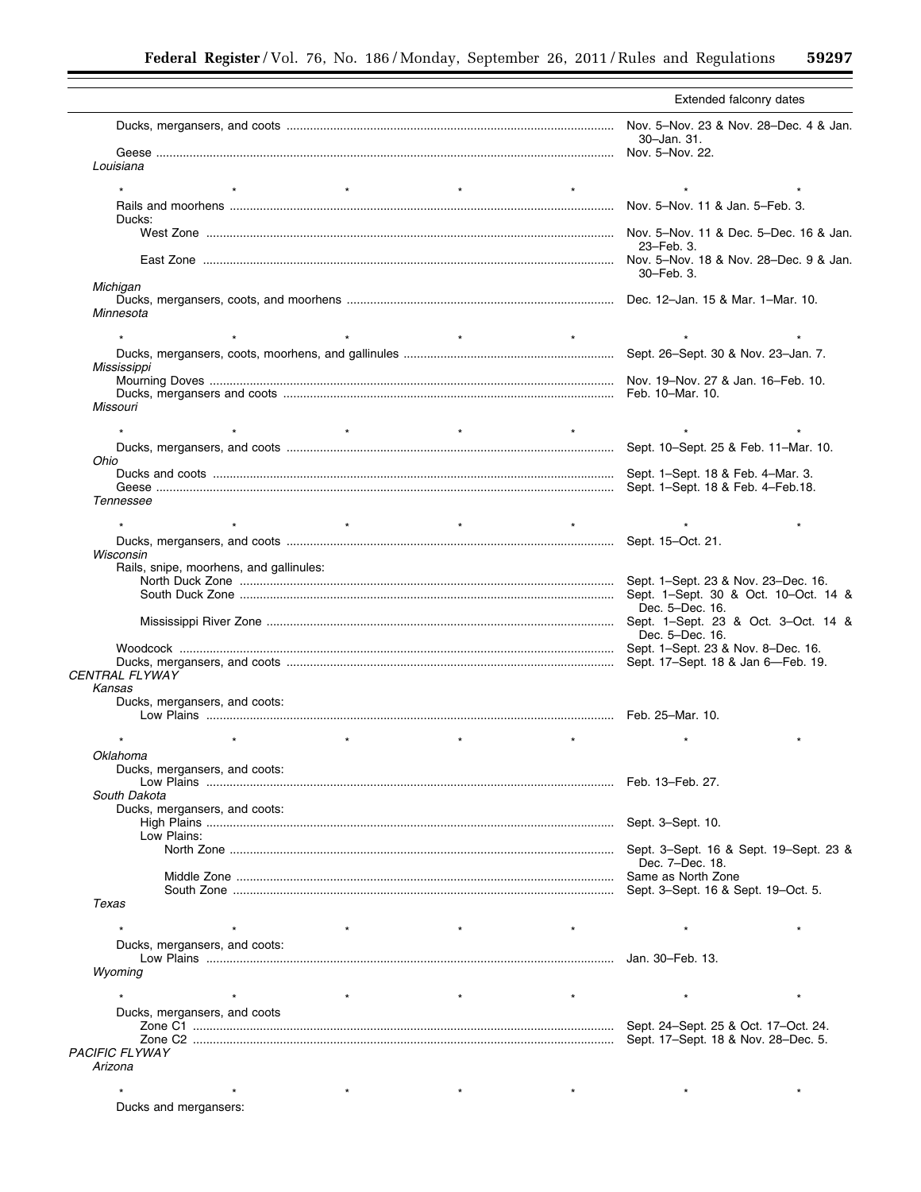| | Extended falconry dates |
|---|---|
| Ducks, mergansers, and coots | Nov. 5–Nov. 23 & Nov. 28–Dec. 4 & Jan. 30–Jan. 31. |
| Geese | Nov. 5–Nov. 22. |
| *Louisiana* | |
| * * * * * | * * |
| Rails and moorhens | Nov. 5–Nov. 11 & Jan. 5–Feb. 3. |
| Ducks: | |
| West Zone | Nov. 5–Nov. 11 & Dec. 5–Dec. 16 & Jan. 23–Feb. 3. |
| East Zone | Nov. 5–Nov. 18 & Nov. 28–Dec. 9 & Jan. 30–Feb. 3. |
| *Michigan* | |
| Ducks, mergansers, coots, and moorhens | Dec. 12–Jan. 15 & Mar. 1–Mar. 10. |
| *Minnesota* | |
| * * * * * | * * |
| Ducks, mergansers, coots, moorhens, and gallinules | Sept. 26–Sept. 30 & Nov. 23–Jan. 7. |
| *Mississippi* | |
| Mourning Doves | Nov. 19–Nov. 27 & Jan. 16–Feb. 10. |
| Ducks, mergansers and coots | Feb. 10–Mar. 10. |
| *Missouri* | |
| * * * * * | * * |
| Ducks, mergansers, and coots | Sept. 10–Sept. 25 & Feb. 11–Mar. 10. |
| *Ohio* | |
| Ducks and coots | Sept. 1–Sept. 18 & Feb. 4–Mar. 3. |
| Geese | Sept. 1–Sept. 18 & Feb. 4–Feb.18. |
| *Tennessee* | |
| * * * * * | * * |
| Ducks, mergansers, and coots | Sept. 15–Oct. 21. |
| *Wisconsin* | |
| Rails, snipe, moorhens, and gallinules: | |
| North Duck Zone | Sept. 1–Sept. 23 & Nov. 23–Dec. 16. |
| South Duck Zone | Sept. 1–Sept. 30 & Oct. 10–Oct. 14 & Dec. 5–Dec. 16. |
| Mississippi River Zone | Sept. 1–Sept. 23 & Oct. 3–Oct. 14 & Dec. 5–Dec. 16. |
| Woodcock | Sept. 1–Sept. 23 & Nov. 8–Dec. 16. |
| Ducks, mergansers, and coots | Sept. 17–Sept. 18 & Jan 6—Feb. 19. |
| *CENTRAL FLYWAY* | |
| *Kansas* | |
| Ducks, mergansers, and coots: | |
| Low Plains | Feb. 25–Mar. 10. |
| * * * * * | * * |
| *Oklahoma* | |
| Ducks, mergansers, and coots: | |
| Low Plains | Feb. 13–Feb. 27. |
| *South Dakota* | |
| Ducks, mergansers, and coots: | |
| High Plains | Sept. 3–Sept. 10. |
| Low Plains: | |
| North Zone | Sept. 3–Sept. 16 & Sept. 19–Sept. 23 & Dec. 7–Dec. 18. |
| Middle Zone | Same as North Zone |
| South Zone | Sept. 3–Sept. 16 & Sept. 19–Oct. 5. |
| *Texas* | |
| * * * * * | * * |
| Ducks, mergansers, and coots: | |
| Low Plains | Jan. 30–Feb. 13. |
| *Wyoming* | |
| * * * * * | * * |
| Ducks, mergansers, and coots | |
| Zone C1 | Sept. 24–Sept. 25 & Oct. 17–Oct. 24. |
| Zone C2 | Sept. 17–Sept. 18 & Nov. 28–Dec. 5. |
| *PACIFIC FLYWAY* | |
| *Arizona* | |
| * * * * * | * * |
| Ducks and mergansers: | |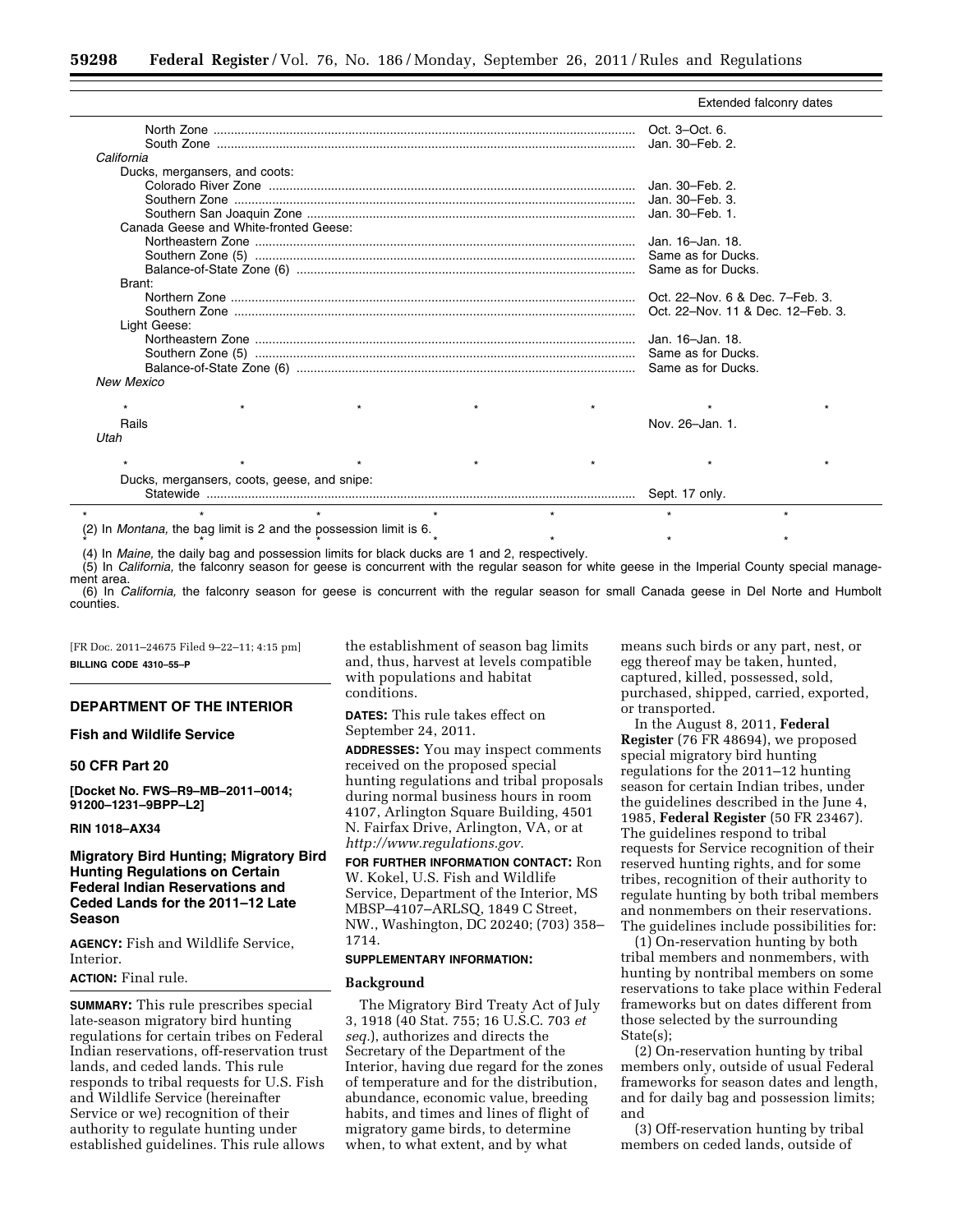| | Extended falconry dates |
|---|---|
| North Zone | Oct. 3–Oct. 6. |
| South Zone | Jan. 30–Feb. 2. |
| *California* | |
| Ducks, mergansers, and coots: | |
| Colorado River Zone | Jan. 30–Feb. 2. |
| Southern Zone | Jan. 30–Feb. 3. |
| Southern San Joaquin Zone | Jan. 30–Feb. 1. |
| Canada Geese and White-fronted Geese: | |
| Northeastern Zone | Jan. 16–Jan. 18. |
| Southern Zone (5) | Same as for Ducks. |
| Balance-of-State Zone (6) | Same as for Ducks. |
| Brant: | |
| Northern Zone | Oct. 22–Nov. 6 & Dec. 7–Feb. 3. |
| Southern Zone | Oct. 22–Nov. 11 & Dec. 12–Feb. 3. |
| Light Geese: | |
| Northeastern Zone | Jan. 16–Jan. 18. |
| Southern Zone (5) | Same as for Ducks. |
| Balance-of-State Zone (6) | Same as for Ducks. |
| *New Mexico* | |
| * * * * * | * * |
| Rails | Nov. 26–Jan. 1. |
| *Utah* | |
| * * * * * | * * |
| Ducks, mergansers, coots, geese, and snipe: | |
| Statewide | Sept. 17 only. |

\* \* \* \* \* \* \*

(2) In *Montana,* the bag limit is 2 and the possession limit is 6.

\* \* \* \* \* \* \*

(4) In *Maine,* the daily bag and possession limits for black ducks are 1 and 2, respectively.

(5) In *California,* the falconry season for geese is concurrent with the regular season for white geese in the Imperial County special management area.

(6) In *California,* the falconry season for geese is concurrent with the regular season for small Canada geese in Del Norte and Humbolt counties.

[FR Doc. 2011–24675 Filed 9–22–11; 4:15 pm]

**BILLING CODE 4310–55–P**

## DEPARTMENT OF THE INTERIOR

### Fish and Wildlife Service

### 50 CFR Part 20

**[Docket No. FWS–R9–MB–2011–0014; 91200–1231–9BPP–L2]**

**RIN 1018–AX34**

### Migratory Bird Hunting; Migratory Bird Hunting Regulations on Certain Federal Indian Reservations and Ceded Lands for the 2011–12 Late Season

**AGENCY:** Fish and Wildlife Service, Interior.

**ACTION:** Final rule.

**SUMMARY:** This rule prescribes special late-season migratory bird hunting regulations for certain tribes on Federal Indian reservations, off-reservation trust lands, and ceded lands. This rule responds to tribal requests for U.S. Fish and Wildlife Service (hereinafter Service or we) recognition of their authority to regulate hunting under established guidelines. This rule allows the establishment of season bag limits and, thus, harvest at levels compatible with populations and habitat conditions.

**DATES:** This rule takes effect on September 24, 2011.

**ADDRESSES:** You may inspect comments received on the proposed special hunting regulations and tribal proposals during normal business hours in room 4107, Arlington Square Building, 4501 N. Fairfax Drive, Arlington, VA, or at *http://www.regulations.gov.*

**FOR FURTHER INFORMATION CONTACT:** Ron W. Kokel, U.S. Fish and Wildlife Service, Department of the Interior, MS MBSP–4107–ARLSQ, 1849 C Street, NW., Washington, DC 20240; (703) 358–1714.

**SUPPLEMENTARY INFORMATION:**

**Background**

The Migratory Bird Treaty Act of July 3, 1918 (40 Stat. 755; 16 U.S.C. 703 *et seq.*), authorizes and directs the Secretary of the Department of the Interior, having due regard for the zones of temperature and for the distribution, abundance, economic value, breeding habits, and times and lines of flight of migratory game birds, to determine when, to what extent, and by what means such birds or any part, nest, or egg thereof may be taken, hunted, captured, killed, possessed, sold, purchased, shipped, carried, exported, or transported.

In the August 8, 2011, **Federal Register** (76 FR 48694), we proposed special migratory bird hunting regulations for the 2011–12 hunting season for certain Indian tribes, under the guidelines described in the June 4, 1985, **Federal Register** (50 FR 23467). The guidelines respond to tribal requests for Service recognition of their reserved hunting rights, and for some tribes, recognition of their authority to regulate hunting by both tribal members and nonmembers on their reservations. The guidelines include possibilities for:

(1) On-reservation hunting by both tribal members and nonmembers, with hunting by nontribal members on some reservations to take place within Federal frameworks but on dates different from those selected by the surrounding State(s);

(2) On-reservation hunting by tribal members only, outside of usual Federal frameworks for season dates and length, and for daily bag and possession limits; and

(3) Off-reservation hunting by tribal members on ceded lands, outside of